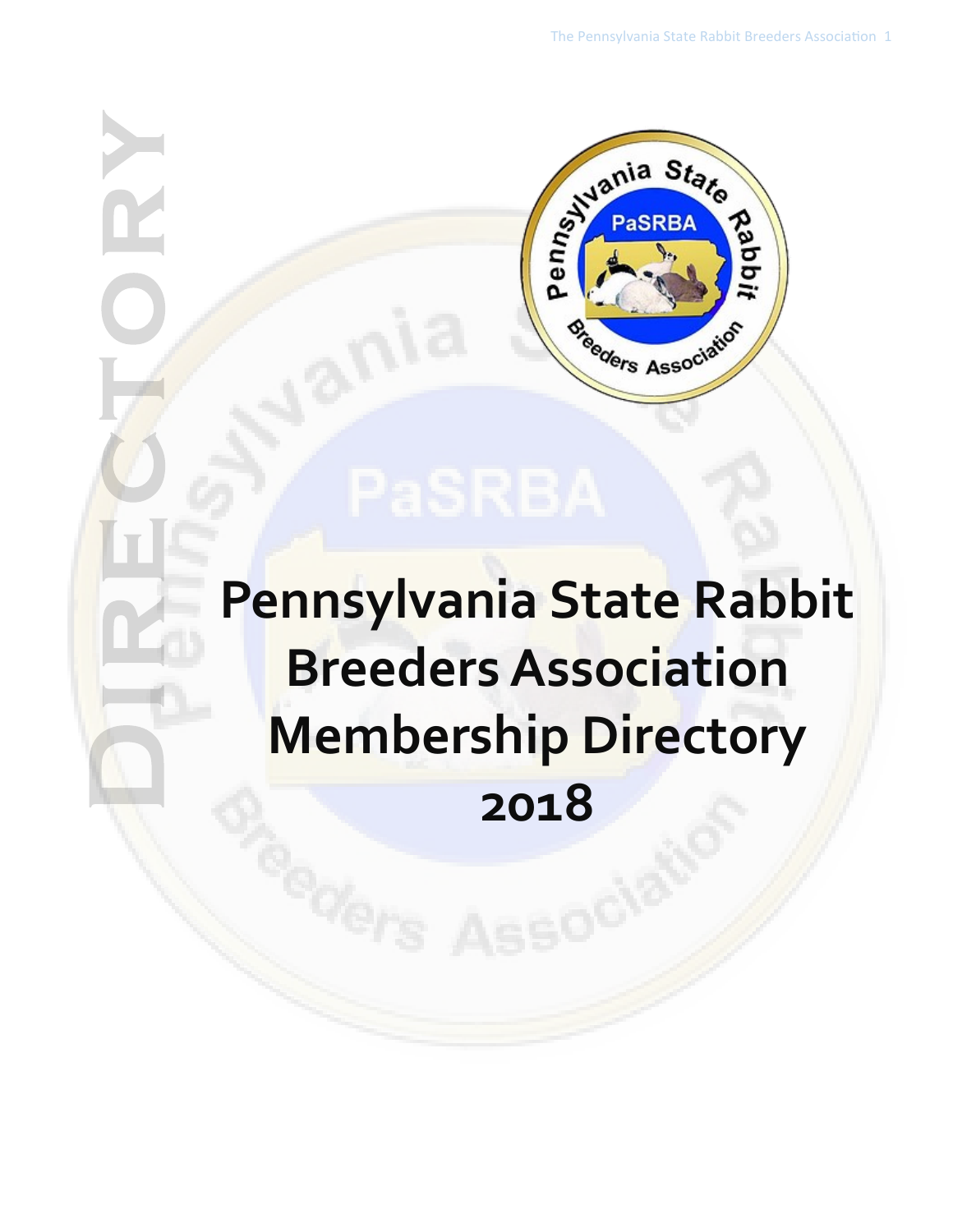# DIRECTORY

# Pennsylvania State Rabbit Breeders Association Membership Directory 2018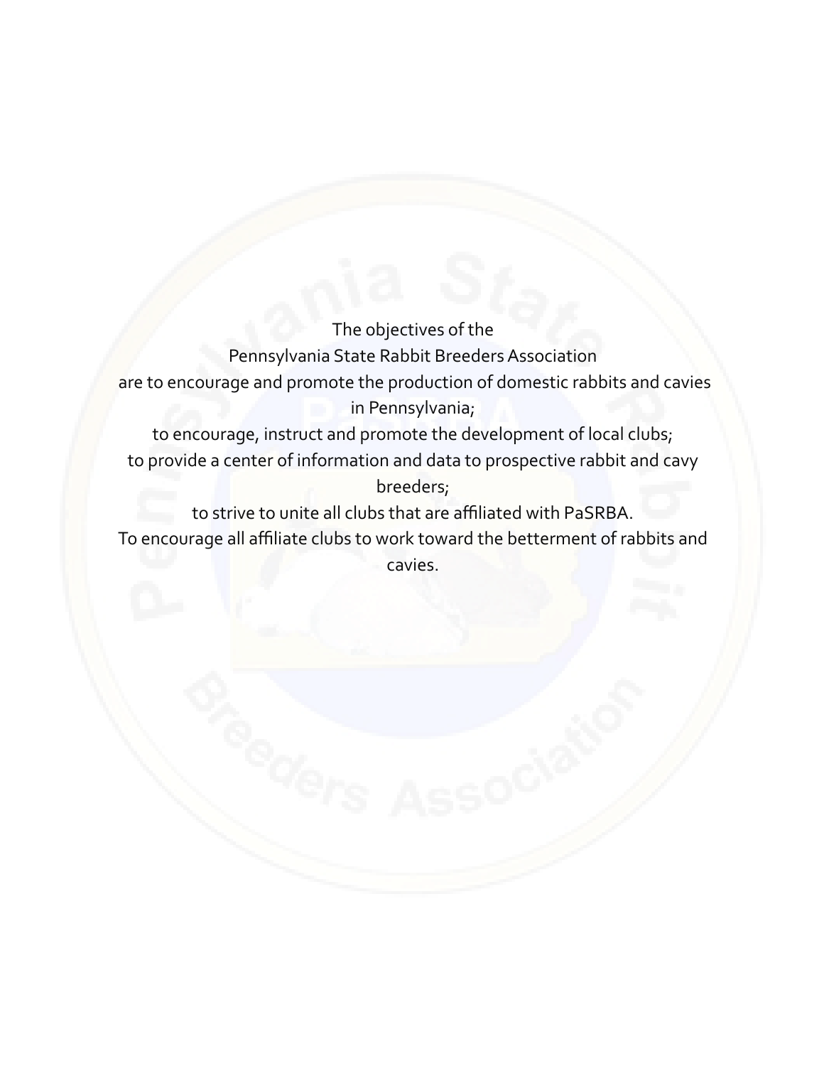The objectives of the
Pennsylvania State Rabbit Breeders Association
are to encourage and promote the production of domestic rabbits and cavies in Pennsylvania;
to encourage, instruct and promote the development of local clubs;
to provide a center of information and data to prospective rabbit and cavy breeders;
to strive to unite all clubs that are affiliated with PaSRBA.
To encourage all affiliate clubs to work toward the betterment of rabbits and cavies.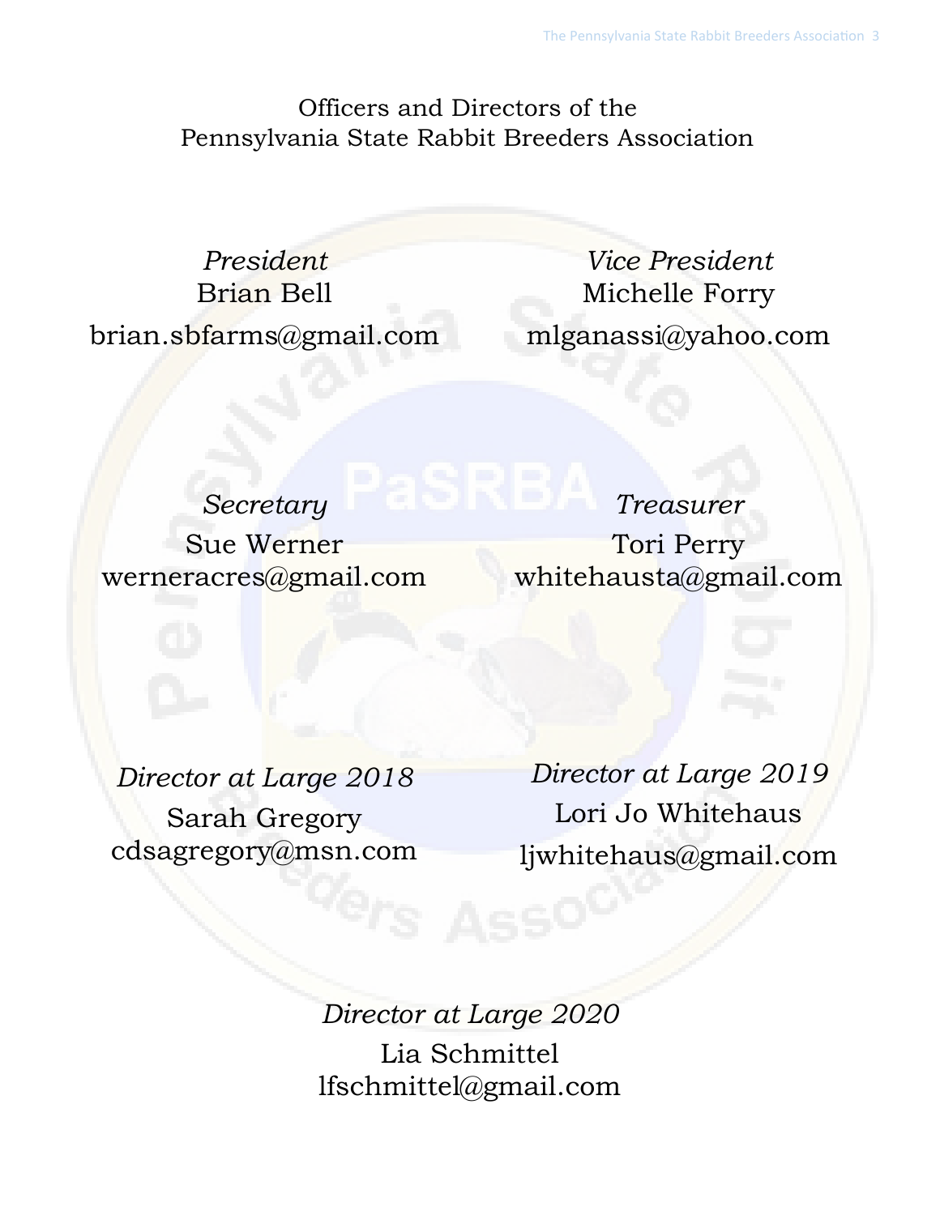# Officers and Directors of the Pennsylvania State Rabbit Breeders Association

*President*
Brian Bell
brian.sbfarms@gmail.com

*Vice President*
Michelle Forry
mlganassi@yahoo.com

*Secretary*
Sue Werner
werneracres@gmail.com

*Treasurer*
Tori Perry
whitehausta@gmail.com

*Director at Large 2018*
Sarah Gregory
cdsagregory@msn.com

*Director at Large 2019*
Lori Jo Whitehaus
ljwhitehaus@gmail.com

*Director at Large 2020*
Lia Schmittel
lfschmittel@gmail.com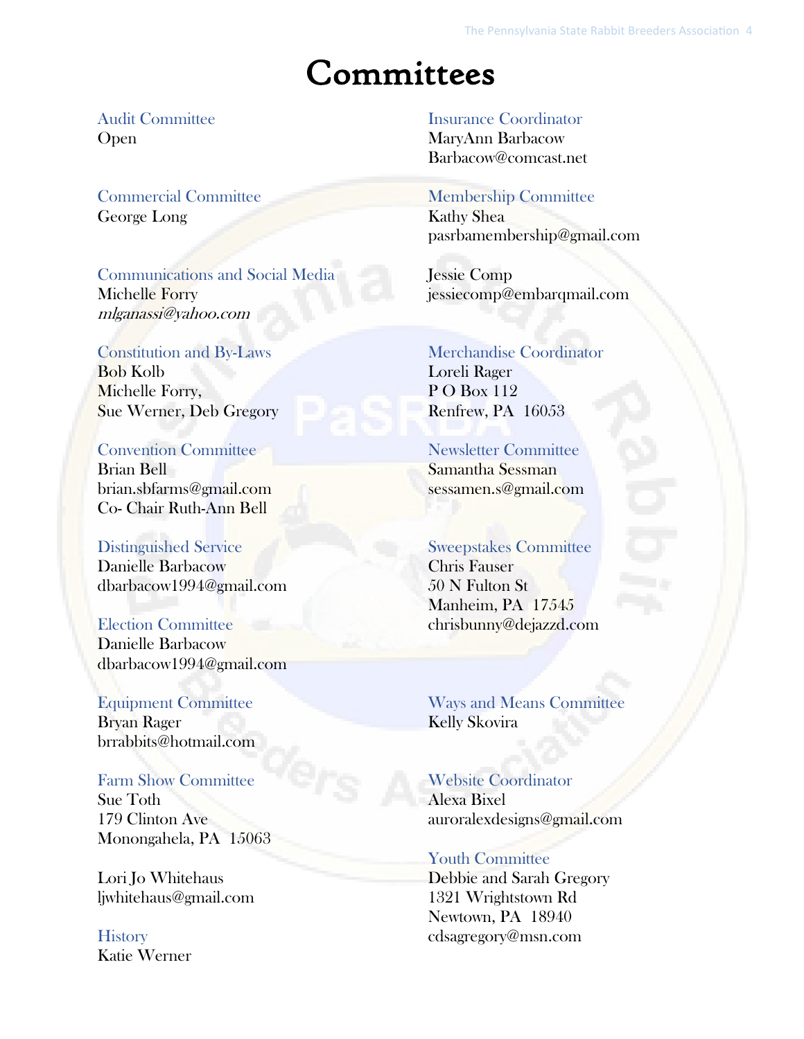# Committees

### Audit Committee
Open

### Commercial Committee
George Long

### Communications and Social Media
Michelle Forry
*mlganassi@yahoo.com*

### Constitution and By-Laws
Bob Kolb
Michelle Forry,
Sue Werner, Deb Gregory

### Convention Committee
Brian Bell
brian.sbfarms@gmail.com
Co- Chair Ruth-Ann Bell

### Distinguished Service
Danielle Barbacow
dbarbacow1994@gmail.com

### Election Committee
Danielle Barbacow
dbarbacow1994@gmail.com

### Equipment Committee
Bryan Rager
brrabbits@hotmail.com

### Farm Show Committee
Sue Toth
179 Clinton Ave
Monongahela, PA 15063

Lori Jo Whitehaus
ljwhitehaus@gmail.com

### History
Katie Werner

### Insurance Coordinator
MaryAnn Barbacow
Barbacow@comcast.net

### Membership Committee
Kathy Shea
pasrbamembership@gmail.com

Jessie Comp
jessiecomp@embarqmail.com

### Merchandise Coordinator
Loreli Rager
P O Box 112
Renfrew, PA 16053

### Newsletter Committee
Samantha Sessman
sessamen.s@gmail.com

### Sweepstakes Committee
Chris Fauser
50 N Fulton St
Manheim, PA 17545
chrisbunny@dejazzd.com

### Ways and Means Committee
Kelly Skovira

### Website Coordinator
Alexa Bixel
auroralexdesigns@gmail.com

### Youth Committee
Debbie and Sarah Gregory
1321 Wrightstown Rd
Newtown, PA 18940
cdsagregory@msn.com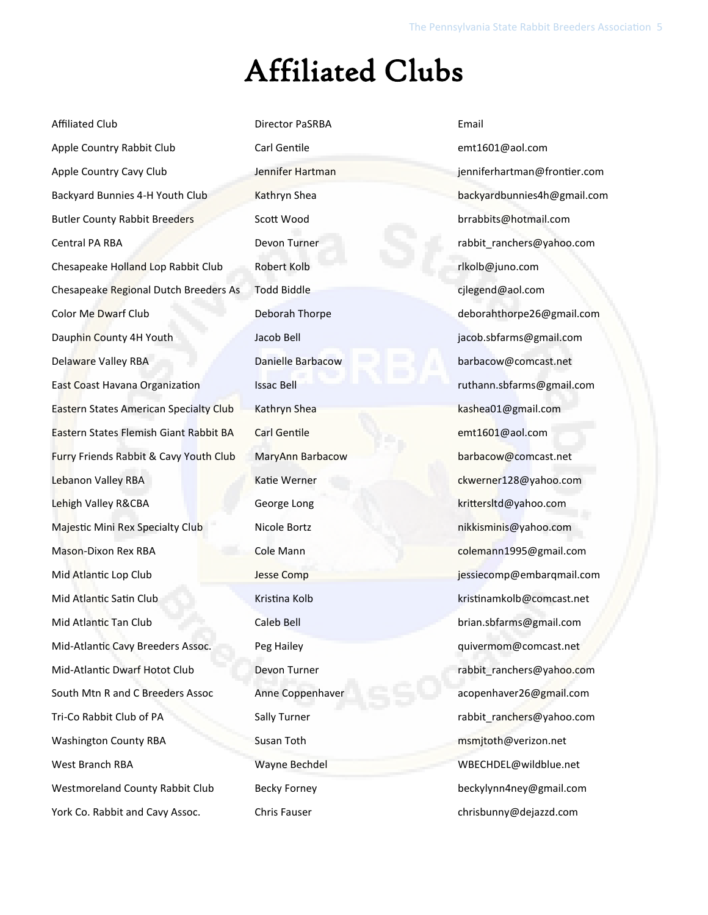# Affiliated Clubs

| Affiliated Club | Director PaSRBA | Email |
|---|---|---|
| Apple Country Rabbit Club | Carl Gentile | emt1601@aol.com |
| Apple Country Cavy Club | Jennifer Hartman | jenniferhartman@frontier.com |
| Backyard Bunnies 4-H Youth Club | Kathryn Shea | backyardbunnies4h@gmail.com |
| Butler County Rabbit Breeders | Scott Wood | brrabbits@hotmail.com |
| Central PA RBA | Devon Turner | rabbit_ranchers@yahoo.com |
| Chesapeake Holland Lop Rabbit Club | Robert Kolb | rlkolb@juno.com |
| Chesapeake Regional Dutch Breeders As | Todd Biddle | cjlegend@aol.com |
| Color Me Dwarf Club | Deborah Thorpe | deborahthorpe26@gmail.com |
| Dauphin County 4H Youth | Jacob Bell | jacob.sbfarms@gmail.com |
| Delaware Valley RBA | Danielle Barbacow | barbacow@comcast.net |
| East Coast Havana Organization | Issac Bell | ruthann.sbfarms@gmail.com |
| Eastern States American Specialty Club | Kathryn Shea | kashea01@gmail.com |
| Eastern States Flemish Giant Rabbit BA | Carl Gentile | emt1601@aol.com |
| Furry Friends Rabbit & Cavy Youth Club | MaryAnn Barbacow | barbacow@comcast.net |
| Lebanon Valley RBA | Katie Werner | ckwerner128@yahoo.com |
| Lehigh Valley R&CBA | George Long | krittersltd@yahoo.com |
| Majestic Mini Rex Specialty Club | Nicole Bortz | nikkisminis@yahoo.com |
| Mason-Dixon Rex RBA | Cole Mann | colemann1995@gmail.com |
| Mid Atlantic Lop Club | Jesse Comp | jessiecomp@embarqmail.com |
| Mid Atlantic Satin Club | Kristina Kolb | kristinamkolb@comcast.net |
| Mid Atlantic Tan Club | Caleb Bell | brian.sbfarms@gmail.com |
| Mid-Atlantic Cavy Breeders Assoc. | Peg Hailey | quivermom@comcast.net |
| Mid-Atlantic Dwarf Hotot Club | Devon Turner | rabbit_ranchers@yahoo.com |
| South Mtn R and C Breeders Assoc | Anne Coppenhaver | acopenhaver26@gmail.com |
| Tri-Co Rabbit Club of PA | Sally Turner | rabbit_ranchers@yahoo.com |
| Washington County RBA | Susan Toth | msmjtoth@verizon.net |
| West Branch RBA | Wayne Bechdel | WBECHDEL@wildblue.net |
| Westmoreland County Rabbit Club | Becky Forney | beckylynn4ney@gmail.com |
| York Co. Rabbit and Cavy Assoc. | Chris Fauser | chrisbunny@dejazzd.com |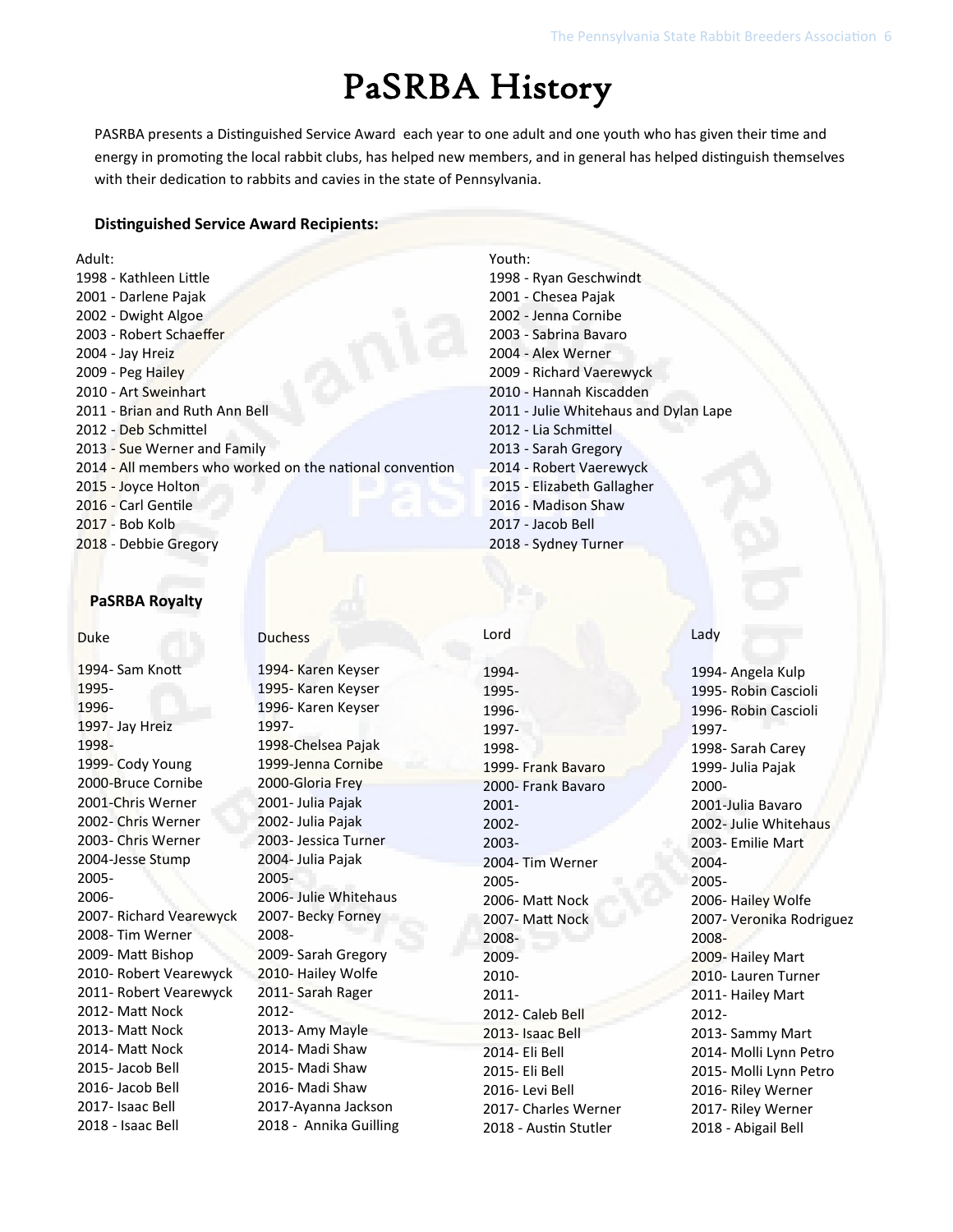# PaSRBA History

PASRBA presents a Distinguished Service Award each year to one adult and one youth who has given their time and energy in promoting the local rabbit clubs, has helped new members, and in general has helped distinguish themselves with their dedication to rabbits and cavies in the state of Pennsylvania.

**Distinguished Service Award Recipients:**

Adult:
1998 - Kathleen Little
2001 - Darlene Pajak
2002 - Dwight Algoe
2003 - Robert Schaeffer
2004 - Jay Hreiz
2009 - Peg Hailey
2010 - Art Sweinhart
2011 - Brian and Ruth Ann Bell
2012 - Deb Schmittel
2013 - Sue Werner and Family
2014 - All members who worked on the national convention
2015 - Joyce Holton
2016 - Carl Gentile
2017 - Bob Kolb
2018 - Debbie Gregory

Youth:
1998 - Ryan Geschwindt
2001 - Chesea Pajak
2002 - Jenna Cornibe
2003 - Sabrina Bavaro
2004 - Alex Werner
2009 - Richard Vaerewyck
2010 - Hannah Kiscadden
2011 - Julie Whitehaus and Dylan Lape
2012 - Lia Schmittel
2013 - Sarah Gregory
2014 - Robert Vaerewyck
2015 - Elizabeth Gallagher
2016 - Madison Shaw
2017 - Jacob Bell
2018 - Sydney Turner

**PaSRBA Royalty**

| Duke | Duchess | Lord | Lady |
|---|---|---|---|
| 1994- Sam Knott | 1994- Karen Keyser | 1994- | 1994- Angela Kulp |
| 1995- | 1995- Karen Keyser | 1995- | 1995- Robin Cascioli |
| 1996- | 1996- Karen Keyser | 1996- | 1996- Robin Cascioli |
| 1997- Jay Hreiz | 1997- | 1997- | 1997- |
| 1998- | 1998-Chelsea Pajak | 1998- | 1998- Sarah Carey |
| 1999- Cody Young | 1999-Jenna Cornibe | 1999- Frank Bavaro | 1999- Julia Pajak |
| 2000-Bruce Cornibe | 2000-Gloria Frey | 2000- Frank Bavaro | 2000- |
| 2001-Chris Werner | 2001- Julia Pajak | 2001- | 2001-Julia Bavaro |
| 2002- Chris Werner | 2002- Julia Pajak | 2002- | 2002- Julie Whitehaus |
| 2003- Chris Werner | 2003- Jessica Turner | 2003- | 2003- Emilie Mart |
| 2004-Jesse Stump | 2004- Julia Pajak | 2004- Tim Werner | 2004- |
| 2005- | 2005- | 2005- | 2005- |
| 2006- | 2006- Julie Whitehaus | 2006- Matt Nock | 2006- Hailey Wolfe |
| 2007- Richard Vearewyck | 2007- Becky Forney | 2007- Matt Nock | 2007- Veronika Rodriguez |
| 2008- Tim Werner | 2008- | 2008- | 2008- |
| 2009- Matt Bishop | 2009- Sarah Gregory | 2009- | 2009- Hailey Mart |
| 2010- Robert Vearewyck | 2010- Hailey Wolfe | 2010- | 2010- Lauren Turner |
| 2011- Robert Vearewyck | 2011- Sarah Rager | 2011- | 2011- Hailey Mart |
| 2012- Matt Nock | 2012- | 2012- Caleb Bell | 2012- |
| 2013- Matt Nock | 2013- Amy Mayle | 2013- Isaac Bell | 2013- Sammy Mart |
| 2014- Matt Nock | 2014- Madi Shaw | 2014- Eli Bell | 2014- Molli Lynn Petro |
| 2015- Jacob Bell | 2015- Madi Shaw | 2015- Eli Bell | 2015- Molli Lynn Petro |
| 2016- Jacob Bell | 2016- Madi Shaw | 2016- Levi Bell | 2016- Riley Werner |
| 2017- Isaac Bell | 2017-Ayanna Jackson | 2017- Charles Werner | 2017- Riley Werner |
| 2018 - Isaac Bell | 2018 - Annika Guilling | 2018 - Austin Stutler | 2018 - Abigail Bell |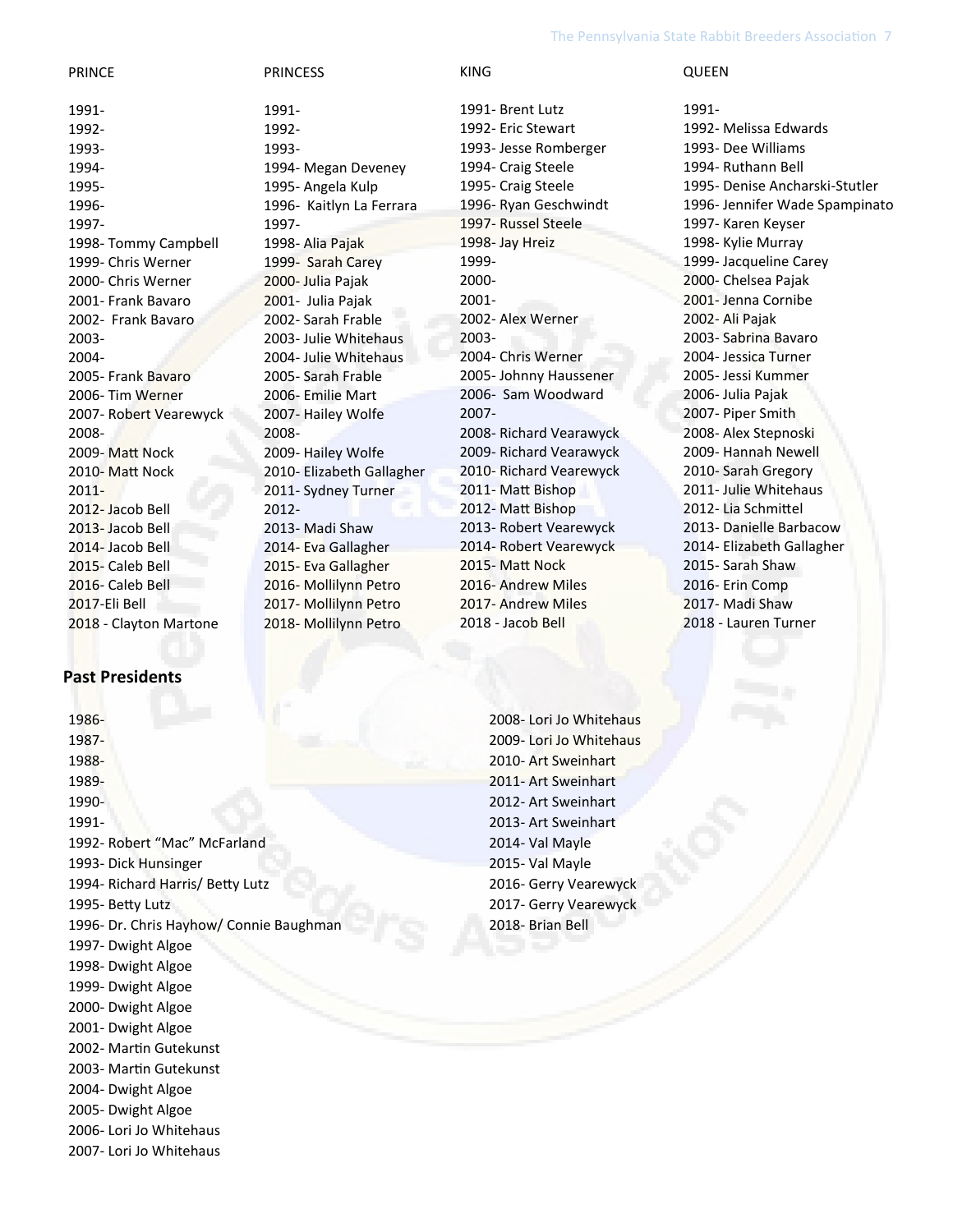| PRINCE | PRINCESS | KING | QUEEN |
| --- | --- | --- | --- |
| 1991- | 1991- | 1991- Brent Lutz | 1991- |
| 1992- | 1992- | 1992- Eric Stewart | 1992- Melissa Edwards |
| 1993- | 1993- | 1993- Jesse Romberger | 1993- Dee Williams |
| 1994- | 1994- Megan Deveney | 1994- Craig Steele | 1994- Ruthann Bell |
| 1995- | 1995- Angela Kulp | 1995- Craig Steele | 1995- Denise Ancharski-Stutler |
| 1996- | 1996- Kaitlyn La Ferrara | 1996- Ryan Geschwindt | 1996- Jennifer Wade Spampinato |
| 1997- | 1997- | 1997- Russel Steele | 1997- Karen Keyser |
| 1998- Tommy Campbell | 1998- Alia Pajak | 1998- Jay Hreiz | 1998- Kylie Murray |
| 1999- Chris Werner | 1999- Sarah Carey | 1999- | 1999- Jacqueline Carey |
| 2000- Chris Werner | 2000- Julia Pajak | 2000- | 2000- Chelsea Pajak |
| 2001- Frank Bavaro | 2001- Julia Pajak | 2001- | 2001- Jenna Cornibe |
| 2002- Frank Bavaro | 2002- Sarah Frable | 2002- Alex Werner | 2002- Ali Pajak |
| 2003- | 2003- Julie Whitehaus | 2003- | 2003- Sabrina Bavaro |
| 2004- | 2004- Julie Whitehaus | 2004- Chris Werner | 2004- Jessica Turner |
| 2005- Frank Bavaro | 2005- Sarah Frable | 2005- Johnny Haussener | 2005- Jessi Kummer |
| 2006- Tim Werner | 2006- Emilie Mart | 2006- Sam Woodward | 2006- Julia Pajak |
| 2007- Robert Vearewyck | 2007- Hailey Wolfe | 2007- | 2007- Piper Smith |
| 2008- | 2008- | 2008- Richard Vearawyck | 2008- Alex Stepnoski |
| 2009- Matt Nock | 2009- Hailey Wolfe | 2009- Richard Vearawyck | 2009- Hannah Newell |
| 2010- Matt Nock | 2010- Elizabeth Gallagher | 2010- Richard Vearewyck | 2010- Sarah Gregory |
| 2011- | 2011- Sydney Turner | 2011- Matt Bishop | 2011- Julie Whitehaus |
| 2012- Jacob Bell | 2012- | 2012- Matt Bishop | 2012- Lia Schmittel |
| 2013- Jacob Bell | 2013- Madi Shaw | 2013- Robert Vearewyck | 2013- Danielle Barbacow |
| 2014- Jacob Bell | 2014- Eva Gallagher | 2014- Robert Vearewyck | 2014- Elizabeth Gallagher |
| 2015- Caleb Bell | 2015- Eva Gallagher | 2015- Matt Nock | 2015- Sarah Shaw |
| 2016- Caleb Bell | 2016- Mollilynn Petro | 2016- Andrew Miles | 2016- Erin Comp |
| 2017-Eli Bell | 2017- Mollilynn Petro | 2017- Andrew Miles | 2017- Madi Shaw |
| 2018 - Clayton Martone | 2018- Mollilynn Petro | 2018 - Jacob Bell | 2018 - Lauren Turner |

## Past Presidents

1986-
1987-
1988-
1989-
1990-
1991-
1992- Robert "Mac" McFarland
1993- Dick Hunsinger
1994- Richard Harris/ Betty Lutz
1995- Betty Lutz
1996- Dr. Chris Hayhow/ Connie Baughman
1997- Dwight Algoe
1998- Dwight Algoe
1999- Dwight Algoe
2000- Dwight Algoe
2001- Dwight Algoe
2002- Martin Gutekunst
2003- Martin Gutekunst
2004- Dwight Algoe
2005- Dwight Algoe
2006- Lori Jo Whitehaus
2007- Lori Jo Whitehaus
2008- Lori Jo Whitehaus
2009- Lori Jo Whitehaus
2010- Art Sweinhart
2011- Art Sweinhart
2012- Art Sweinhart
2013- Art Sweinhart
2014- Val Mayle
2015- Val Mayle
2016- Gerry Vearewyck
2017- Gerry Vearewyck
2018- Brian Bell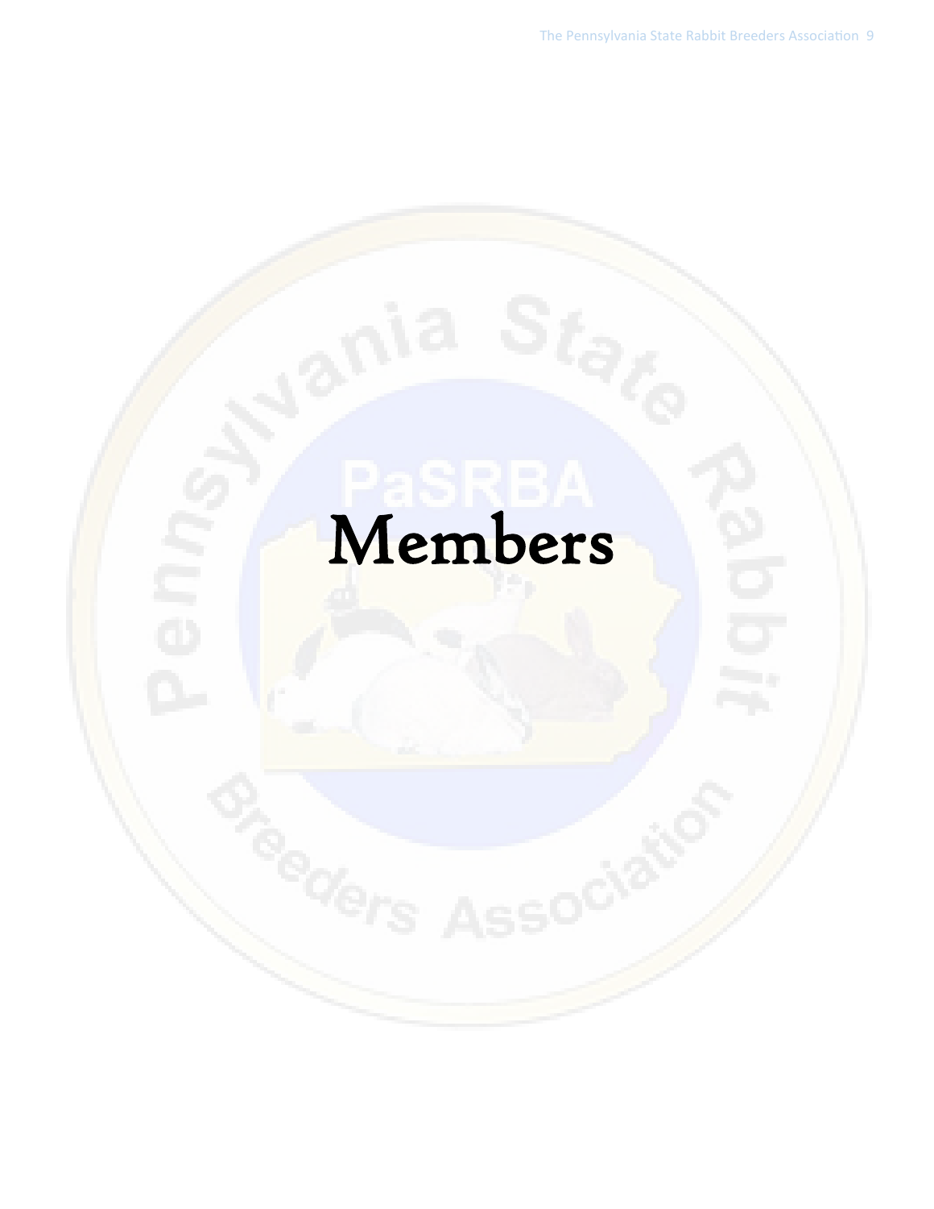# Members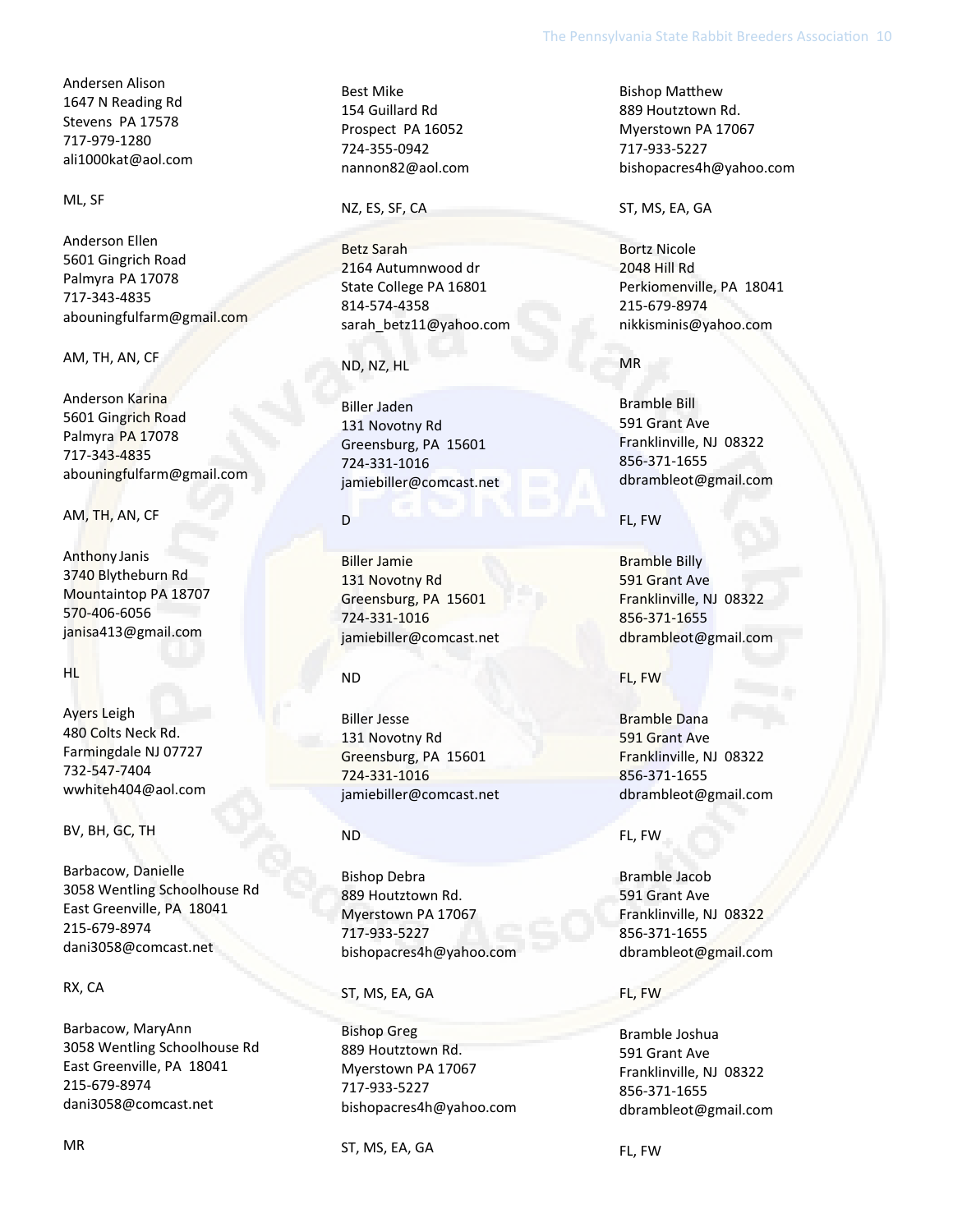Andersen Alison
1647 N Reading Rd
Stevens PA 17578
717-979-1280
ali1000kat@aol.com

ML, SF

Anderson Ellen
5601 Gingrich Road
Palmyra PA 17078
717-343-4835
abouningfulfarm@gmail.com

AM, TH, AN, CF

Anderson Karina
5601 Gingrich Road
Palmyra PA 17078
717-343-4835
abouningfulfarm@gmail.com

AM, TH, AN, CF

Anthony Janis
3740 Blytheburn Rd
Mountaintop PA 18707
570-406-6056
janisa413@gmail.com

HL

Ayers Leigh
480 Colts Neck Rd.
Farmingdale NJ 07727
732-547-7404
wwhiteh404@aol.com

BV, BH, GC, TH

Barbacow, Danielle
3058 Wentling Schoolhouse Rd
East Greenville, PA 18041
215-679-8974
dani3058@comcast.net

RX, CA

Barbacow, MaryAnn
3058 Wentling Schoolhouse Rd
East Greenville, PA 18041
215-679-8974
dani3058@comcast.net

MR

Best Mike
154 Guillard Rd
Prospect PA 16052
724-355-0942
nannon82@aol.com

NZ, ES, SF, CA

Betz Sarah
2164 Autumnwood dr
State College PA 16801
814-574-4358
sarah_betz11@yahoo.com

ND, NZ, HL

Biller Jaden
131 Novotny Rd
Greensburg, PA 15601
724-331-1016
jamiebiller@comcast.net

D

Biller Jamie
131 Novotny Rd
Greensburg, PA 15601
724-331-1016
jamiebiller@comcast.net

ND

Biller Jesse
131 Novotny Rd
Greensburg, PA 15601
724-331-1016
jamiebiller@comcast.net

ND

Bishop Debra
889 Houtztown Rd.
Myerstown PA 17067
717-933-5227
bishopacres4h@yahoo.com

ST, MS, EA, GA

Bishop Greg
889 Houtztown Rd.
Myerstown PA 17067
717-933-5227
bishopacres4h@yahoo.com

ST, MS, EA, GA

Bishop Matthew
889 Houtztown Rd.
Myerstown PA 17067
717-933-5227
bishopacres4h@yahoo.com

ST, MS, EA, GA

Bortz Nicole
2048 Hill Rd
Perkiomenville, PA 18041
215-679-8974
nikkisminis@yahoo.com

MR

Bramble Bill
591 Grant Ave
Franklinville, NJ 08322
856-371-1655
dbrambleot@gmail.com

FL, FW

Bramble Billy
591 Grant Ave
Franklinville, NJ 08322
856-371-1655
dbrambleot@gmail.com

FL, FW

Bramble Dana
591 Grant Ave
Franklinville, NJ 08322
856-371-1655
dbrambleot@gmail.com

FL, FW

Bramble Jacob
591 Grant Ave
Franklinville, NJ 08322
856-371-1655
dbrambleot@gmail.com

FL, FW

Bramble Joshua
591 Grant Ave
Franklinville, NJ 08322
856-371-1655
dbrambleot@gmail.com

FL, FW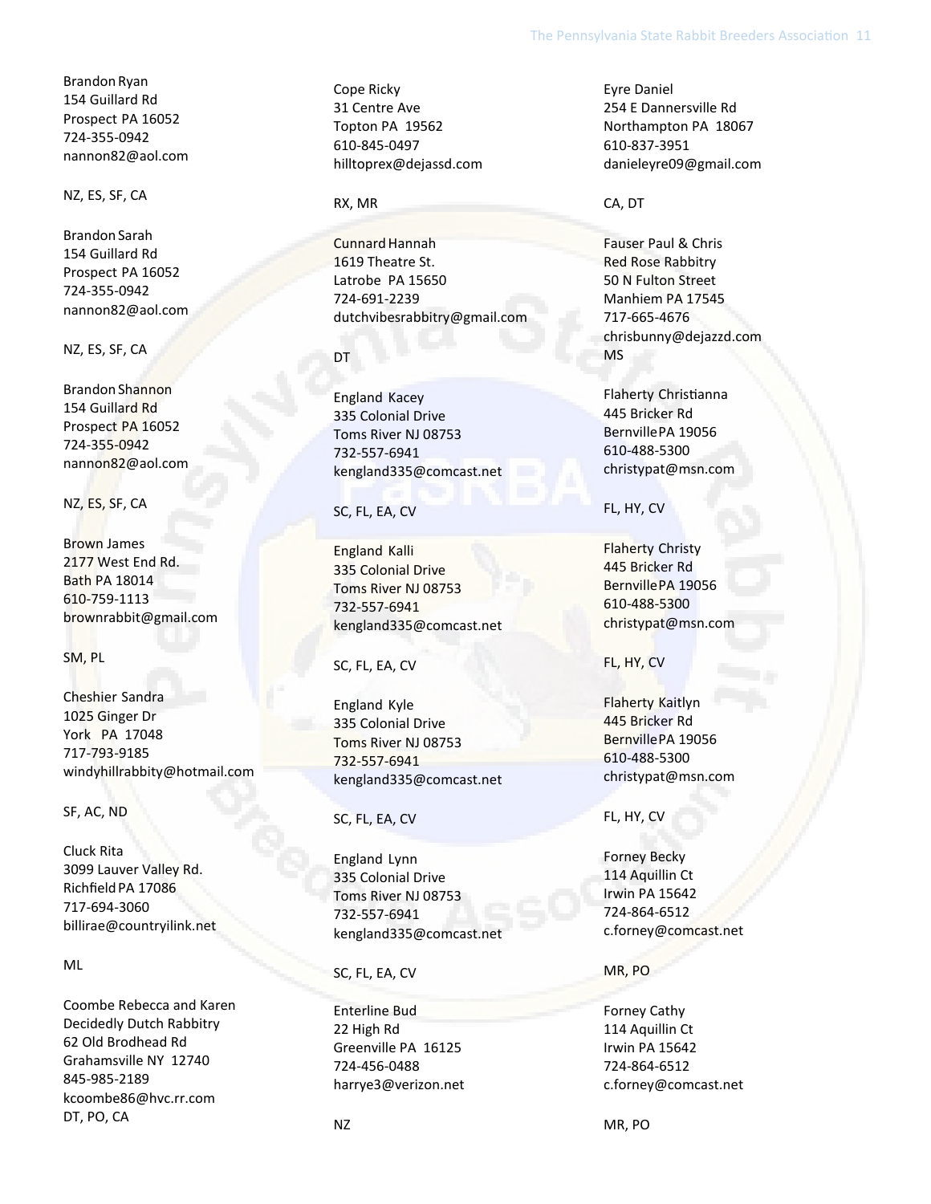Brandon Ryan
154 Guillard Rd
Prospect PA 16052
724-355-0942
nannon82@aol.com

NZ, ES, SF, CA

Brandon Sarah
154 Guillard Rd
Prospect PA 16052
724-355-0942
nannon82@aol.com

NZ, ES, SF, CA

Brandon Shannon
154 Guillard Rd
Prospect PA 16052
724-355-0942
nannon82@aol.com

NZ, ES, SF, CA

Brown James
2177 West End Rd.
Bath PA 18014
610-759-1113
brownrabbit@gmail.com

SM, PL

Cheshier Sandra
1025 Ginger Dr
York PA 17048
717-793-9185
windyhillrabbity@hotmail.com

SF, AC, ND

Cluck Rita
3099 Lauver Valley Rd.
Richfield PA 17086
717-694-3060
billirae@countryilink.net

ML

Coombe Rebecca and Karen
Decidedly Dutch Rabbitry
62 Old Brodhead Rd
Grahamsville NY 12740
845-985-2189
kcoombe86@hvc.rr.com
DT, PO, CA

Cope Ricky
31 Centre Ave
Topton PA 19562
610-845-0497
hilltoprex@dejassd.com

RX, MR

Cunnard Hannah
1619 Theatre St.
Latrobe PA 15650
724-691-2239
dutchvibesrabbitry@gmail.com

DT

England Kacey
335 Colonial Drive
Toms River NJ 08753
732-557-6941
kengland335@comcast.net

SC, FL, EA, CV

England Kalli
335 Colonial Drive
Toms River NJ 08753
732-557-6941
kengland335@comcast.net

SC, FL, EA, CV

England Kyle
335 Colonial Drive
Toms River NJ 08753
732-557-6941
kengland335@comcast.net

SC, FL, EA, CV

England Lynn
335 Colonial Drive
Toms River NJ 08753
732-557-6941
kengland335@comcast.net

SC, FL, EA, CV

Enterline Bud
22 High Rd
Greenville PA 16125
724-456-0488
harrye3@verizon.net

NZ

Eyre Daniel
254 E Dannersville Rd
Northampton PA 18067
610-837-3951
danieleyre09@gmail.com

CA, DT

Fauser Paul & Chris
Red Rose Rabbitry
50 N Fulton Street
Manhiem PA 17545
717-665-4676
chrisbunny@dejazzd.com
MS

Flaherty Christianna
445 Bricker Rd
Bernville PA 19056
610-488-5300
christypat@msn.com

FL, HY, CV

Flaherty Christy
445 Bricker Rd
Bernville PA 19056
610-488-5300
christypat@msn.com

FL, HY, CV

Flaherty Kaitlyn
445 Bricker Rd
Bernville PA 19056
610-488-5300
christypat@msn.com

FL, HY, CV

Forney Becky
114 Aquillin Ct
Irwin PA 15642
724-864-6512
c.forney@comcast.net

MR, PO

Forney Cathy
114 Aquillin Ct
Irwin PA 15642
724-864-6512
c.forney@comcast.net

MR, PO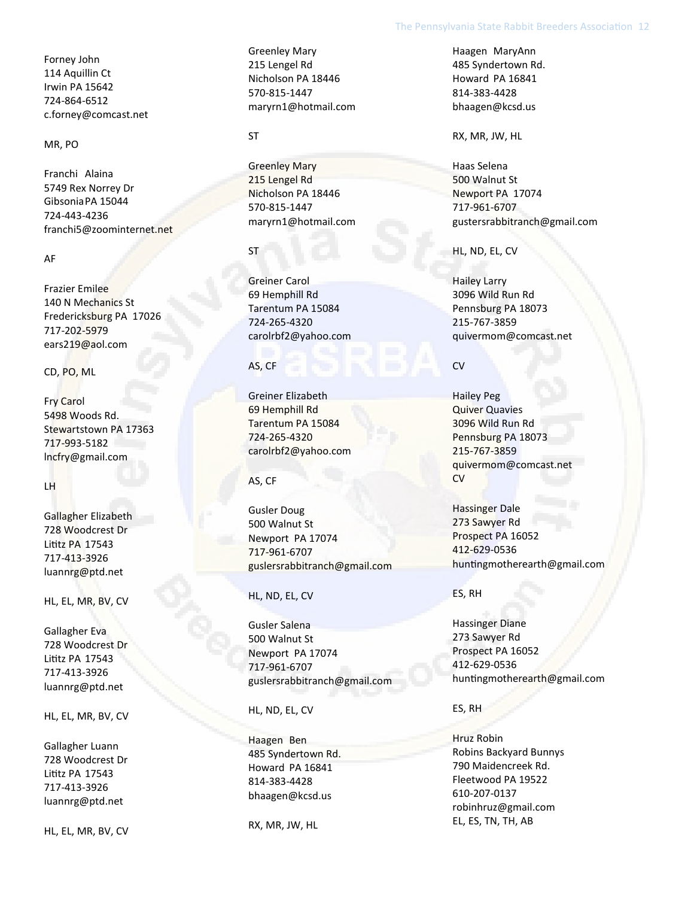Forney John
114 Aquillin Ct
Irwin PA 15642
724-864-6512
c.forney@comcast.net

MR, PO

Franchi Alaina
5749 Rex Norrey Dr
Gibsonia PA 15044
724-443-4236
franchi5@zoominternet.net

AF

Frazier Emilee
140 N Mechanics St
Fredericksburg PA 17026
717-202-5979
ears219@aol.com

CD, PO, ML

Fry Carol
5498 Woods Rd.
Stewartstown PA 17363
717-993-5182
lncfry@gmail.com

LH

Gallagher Elizabeth
728 Woodcrest Dr
Lititz PA 17543
717-413-3926
luannrg@ptd.net

HL, EL, MR, BV, CV

Gallagher Eva
728 Woodcrest Dr
Lititz PA 17543
717-413-3926
luannrg@ptd.net

HL, EL, MR, BV, CV

Gallagher Luann
728 Woodcrest Dr
Lititz PA 17543
717-413-3926
luannrg@ptd.net

HL, EL, MR, BV, CV

Greenley Mary
215 Lengel Rd
Nicholson PA 18446
570-815-1447
maryrn1@hotmail.com

ST

Greenley Mary
215 Lengel Rd
Nicholson PA 18446
570-815-1447
maryrn1@hotmail.com

ST

Greiner Carol
69 Hemphill Rd
Tarentum PA 15084
724-265-4320
carolrbf2@yahoo.com

AS, CF

Greiner Elizabeth
69 Hemphill Rd
Tarentum PA 15084
724-265-4320
carolrbf2@yahoo.com

AS, CF

Gusler Doug
500 Walnut St
Newport PA 17074
717-961-6707
guslersrabbitranch@gmail.com

HL, ND, EL, CV

Gusler Salena
500 Walnut St
Newport PA 17074
717-961-6707
guslersrabbitranch@gmail.com

HL, ND, EL, CV

Haagen Ben
485 Syndertown Rd.
Howard PA 16841
814-383-4428
bhaagen@kcsd.us

RX, MR, JW, HL

Haagen MaryAnn
485 Syndertown Rd.
Howard PA 16841
814-383-4428
bhaagen@kcsd.us

RX, MR, JW, HL

Haas Selena
500 Walnut St
Newport PA 17074
717-961-6707
gustersrabbitranch@gmail.com

HL, ND, EL, CV

Hailey Larry
3096 Wild Run Rd
Pennsburg PA 18073
215-767-3859
quivermom@comcast.net

CV

Hailey Peg
Quiver Quavies
3096 Wild Run Rd
Pennsburg PA 18073
215-767-3859
quivermom@comcast.net
CV

Hassinger Dale
273 Sawyer Rd
Prospect PA 16052
412-629-0536
huntingmotherearth@gmail.com

ES, RH

Hassinger Diane
273 Sawyer Rd
Prospect PA 16052
412-629-0536
huntingmotherearth@gmail.com

ES, RH

Hruz Robin
Robins Backyard Bunnys
790 Maidencreek Rd.
Fleetwood PA 19522
610-207-0137
robinhruz@gmail.com
EL, ES, TN, TH, AB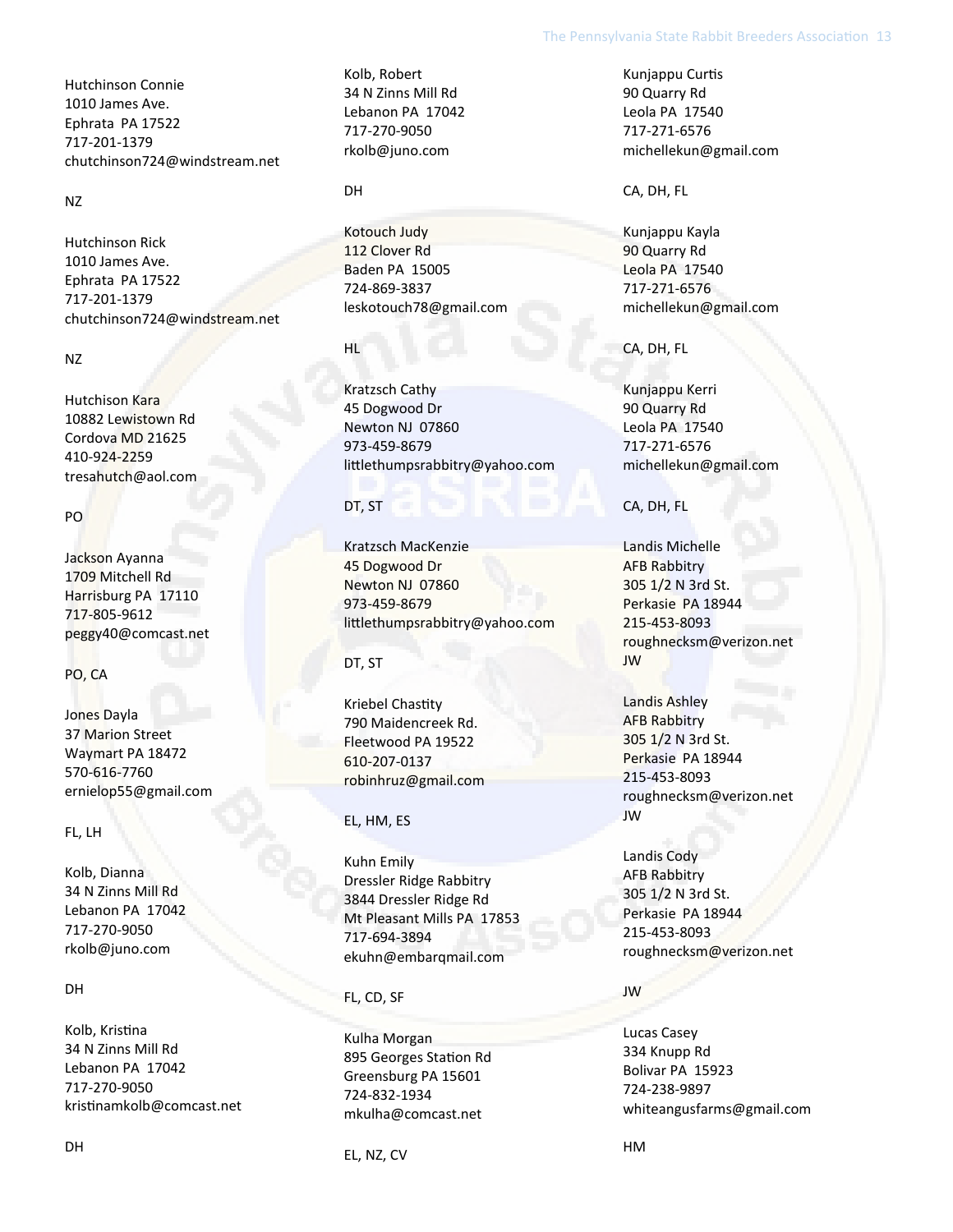Hutchinson Connie
1010 James Ave.
Ephrata PA 17522
717-201-1379
chutchinson724@windstream.net

NZ

Hutchinson Rick
1010 James Ave.
Ephrata PA 17522
717-201-1379
chutchinson724@windstream.net

NZ

Hutchison Kara
10882 Lewistown Rd
Cordova MD 21625
410-924-2259
tresahutch@aol.com

PO

Jackson Ayanna
1709 Mitchell Rd
Harrisburg PA 17110
717-805-9612
peggy40@comcast.net

PO, CA

Jones Dayla
37 Marion Street
Waymart PA 18472
570-616-7760
ernielop55@gmail.com

FL, LH

Kolb, Dianna
34 N Zinns Mill Rd
Lebanon PA 17042
717-270-9050
rkolb@juno.com

DH

Kolb, Kristina
34 N Zinns Mill Rd
Lebanon PA 17042
717-270-9050
kristinamkolb@comcast.net

DH

Kolb, Robert
34 N Zinns Mill Rd
Lebanon PA 17042
717-270-9050
rkolb@juno.com

DH

Kotouch Judy
112 Clover Rd
Baden PA 15005
724-869-3837
leskotouch78@gmail.com

HL

Kratzsch Cathy
45 Dogwood Dr
Newton NJ 07860
973-459-8679
littlethumpsrabbitry@yahoo.com

DT, ST

Kratzsch MacKenzie
45 Dogwood Dr
Newton NJ 07860
973-459-8679
littlethumpsrabbitry@yahoo.com

DT, ST

Kriebel Chastity
790 Maidencreek Rd.
Fleetwood PA 19522
610-207-0137
robinhruz@gmail.com

EL, HM, ES

Kuhn Emily
Dressler Ridge Rabbitry
3844 Dressler Ridge Rd
Mt Pleasant Mills PA 17853
717-694-3894
ekuhn@embarqmail.com

FL, CD, SF

Kulha Morgan
895 Georges Station Rd
Greensburg PA 15601
724-832-1934
mkulha@comcast.net

EL, NZ, CV

Kunjappu Curtis
90 Quarry Rd
Leola PA 17540
717-271-6576
michellekun@gmail.com

CA, DH, FL

Kunjappu Kayla
90 Quarry Rd
Leola PA 17540
717-271-6576
michellekun@gmail.com

CA, DH, FL

Kunjappu Kerri
90 Quarry Rd
Leola PA 17540
717-271-6576
michellekun@gmail.com

CA, DH, FL

Landis Michelle
AFB Rabbitry
305 1/2 N 3rd St.
Perkasie PA 18944
215-453-8093
roughnecksm@verizon.net
JW

Landis Ashley
AFB Rabbitry
305 1/2 N 3rd St.
Perkasie PA 18944
215-453-8093
roughnecksm@verizon.net
JW

Landis Cody
AFB Rabbitry
305 1/2 N 3rd St.
Perkasie PA 18944
215-453-8093
roughnecksm@verizon.net

JW

Lucas Casey
334 Knupp Rd
Bolivar PA 15923
724-238-9897
whiteangusfarms@gmail.com

HM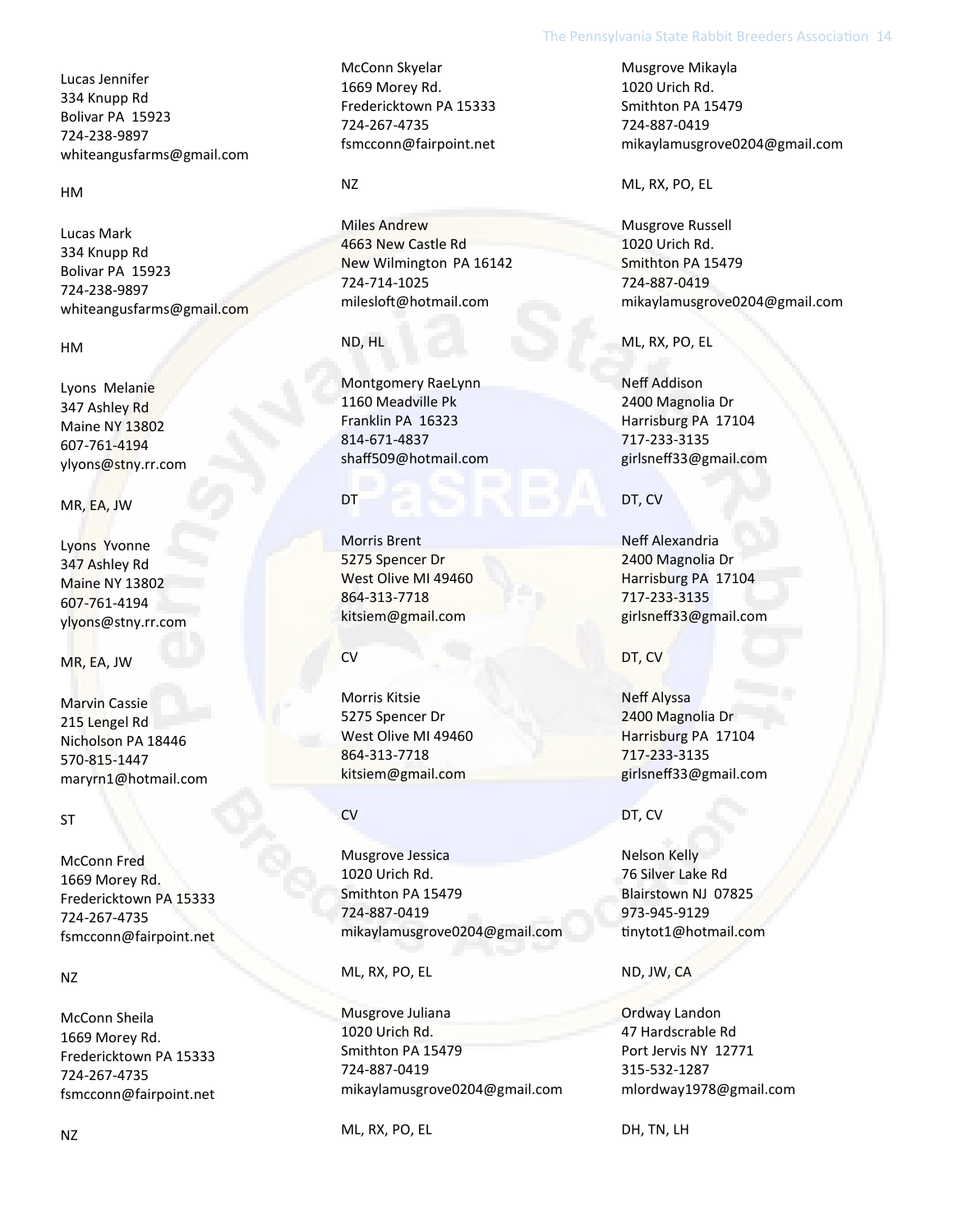Lucas Jennifer
334 Knupp Rd
Bolivar PA  15923
724-238-9897
whiteangusfarms@gmail.com

HM

Lucas Mark
334 Knupp Rd
Bolivar PA  15923
724-238-9897
whiteangusfarms@gmail.com

HM

Lyons  Melanie
347 Ashley Rd
Maine NY 13802
607-761-4194
ylyons@stny.rr.com

MR, EA, JW

Lyons  Yvonne
347 Ashley Rd
Maine NY 13802
607-761-4194
ylyons@stny.rr.com

MR, EA, JW

Marvin Cassie
215 Lengel Rd
Nicholson PA 18446
570-815-1447
maryrn1@hotmail.com

ST

McConn Fred
1669 Morey Rd.
Fredericktown PA 15333
724-267-4735
fsmcconn@fairpoint.net

NZ

McConn Sheila
1669 Morey Rd.
Fredericktown PA 15333
724-267-4735
fsmcconn@fairpoint.net

NZ

McConn Skyelar
1669 Morey Rd.
Fredericktown PA 15333
724-267-4735
fsmcconn@fairpoint.net

NZ

Miles Andrew
4663 New Castle Rd
New Wilmington  PA 16142
724-714-1025
milesloft@hotmail.com

ND, HL

Montgomery RaeLynn
1160 Meadville Pk
Franklin PA  16323
814-671-4837
shaff509@hotmail.com

DT

Morris Brent
5275 Spencer Dr
West Olive MI 49460
864-313-7718
kitsiem@gmail.com

CV

Morris Kitsie
5275 Spencer Dr
West Olive MI 49460
864-313-7718
kitsiem@gmail.com

CV

Musgrove Jessica
1020 Urich Rd.
Smithton PA 15479
724-887-0419
mikaylamusgrove0204@gmail.com

ML, RX, PO, EL

Musgrove Juliana
1020 Urich Rd.
Smithton PA 15479
724-887-0419
mikaylamusgrove0204@gmail.com

ML, RX, PO, EL

Musgrove Mikayla
1020 Urich Rd.
Smithton PA 15479
724-887-0419
mikaylamusgrove0204@gmail.com

ML, RX, PO, EL

Musgrove Russell
1020 Urich Rd.
Smithton PA 15479
724-887-0419
mikaylamusgrove0204@gmail.com

ML, RX, PO, EL

Neff Addison
2400 Magnolia Dr
Harrisburg PA  17104
717-233-3135
girlsneff33@gmail.com

DT, CV

Neff Alexandria
2400 Magnolia Dr
Harrisburg PA  17104
717-233-3135
girlsneff33@gmail.com

DT, CV

Neff Alyssa
2400 Magnolia Dr
Harrisburg PA  17104
717-233-3135
girlsneff33@gmail.com

DT, CV

Nelson Kelly
76 Silver Lake Rd
Blairstown NJ  07825
973-945-9129
tinytot1@hotmail.com

ND, JW, CA

Ordway Landon
47 Hardscrable Rd
Port Jervis NY  12771
315-532-1287
mlordway1978@gmail.com

DH, TN, LH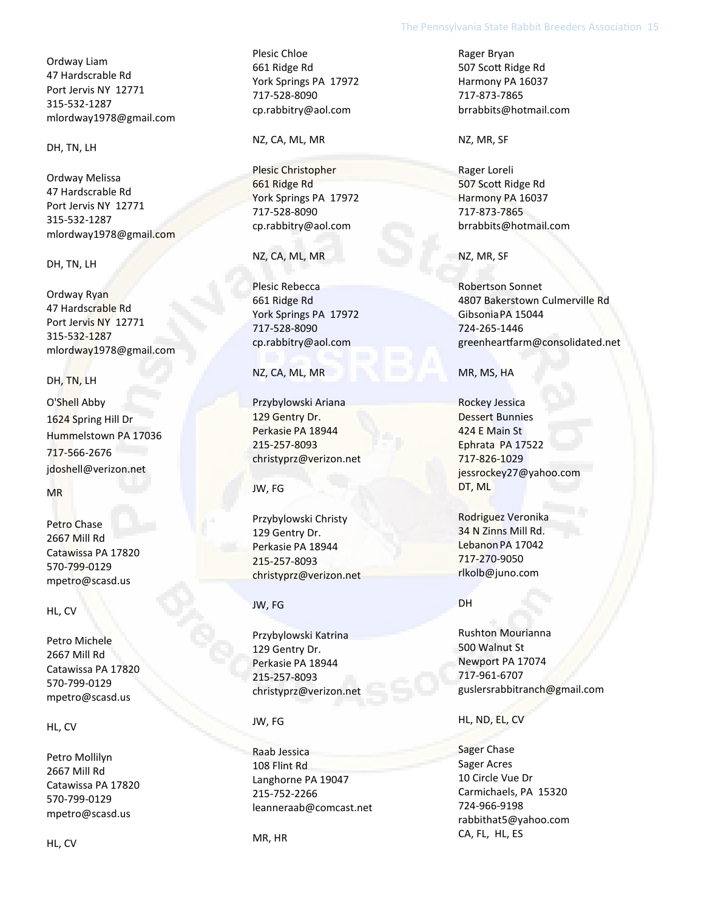Ordway Liam
47 Hardscrable Rd
Port Jervis NY  12771
315-532-1287
mlordway1978@gmail.com

DH, TN, LH

Ordway Melissa
47 Hardscrable Rd
Port Jervis NY  12771
315-532-1287
mlordway1978@gmail.com

DH, TN, LH

Ordway Ryan
47 Hardscrable Rd
Port Jervis NY  12771
315-532-1287
mlordway1978@gmail.com

DH, TN, LH

O'Shell Abby
1624 Spring Hill Dr
Hummelstown PA 17036
717-566-2676
jdoshell@verizon.net

MR

Petro Chase
2667 Mill Rd
Catawissa PA 17820
570-799-0129
mpetro@scasd.us

HL, CV

Petro Michele
2667 Mill Rd
Catawissa PA 17820
570-799-0129
mpetro@scasd.us

HL, CV

Petro Mollilyn
2667 Mill Rd
Catawissa PA 17820
570-799-0129
mpetro@scasd.us

HL, CV

Plesic Chloe
661 Ridge Rd
York Springs PA  17972
717-528-8090
cp.rabbitry@aol.com

NZ, CA, ML, MR

Plesic Christopher
661 Ridge Rd
York Springs PA  17972
717-528-8090
cp.rabbitry@aol.com

NZ, CA, ML, MR

Plesic Rebecca
661 Ridge Rd
York Springs PA  17972
717-528-8090
cp.rabbitry@aol.com

NZ, CA, ML, MR

Przybylowski Ariana
129 Gentry Dr.
Perkasie PA 18944
215-257-8093
christyprz@verizon.net

JW, FG

Przybylowski Christy
129 Gentry Dr.
Perkasie PA 18944
215-257-8093
christyprz@verizon.net

JW, FG

Przybylowski Katrina
129 Gentry Dr.
Perkasie PA 18944
215-257-8093
christyprz@verizon.net

JW, FG

Raab Jessica
108 Flint Rd
Langhorne PA 19047
215-752-2266
leanneraab@comcast.net

MR, HR

Rager Bryan
507 Scott Ridge Rd
Harmony PA 16037
717-873-7865
brrabbits@hotmail.com

NZ, MR, SF

Rager Loreli
507 Scott Ridge Rd
Harmony PA 16037
717-873-7865
brrabbits@hotmail.com

NZ, MR, SF

Robertson Sonnet
4807 Bakerstown Culmerville Rd
Gibsonia PA 15044
724-265-1446
greenheartfarm@consolidated.net

MR, MS, HA

Rockey Jessica
Dessert Bunnies
424 E Main St
Ephrata  PA 17522
717-826-1029
jessrockey27@yahoo.com
DT, ML

Rodriguez Veronika
34 N Zinns Mill Rd.
Lebanon PA 17042
717-270-9050
rlkolb@juno.com

DH

Rushton Mourianna
500 Walnut St
Newport PA 17074
717-961-6707
guslersrabbitranch@gmail.com

HL, ND, EL, CV

Sager Chase
Sager Acres
10 Circle Vue Dr
Carmichaels, PA  15320
724-966-9198
rabbithat5@yahoo.com
CA, FL,  HL, ES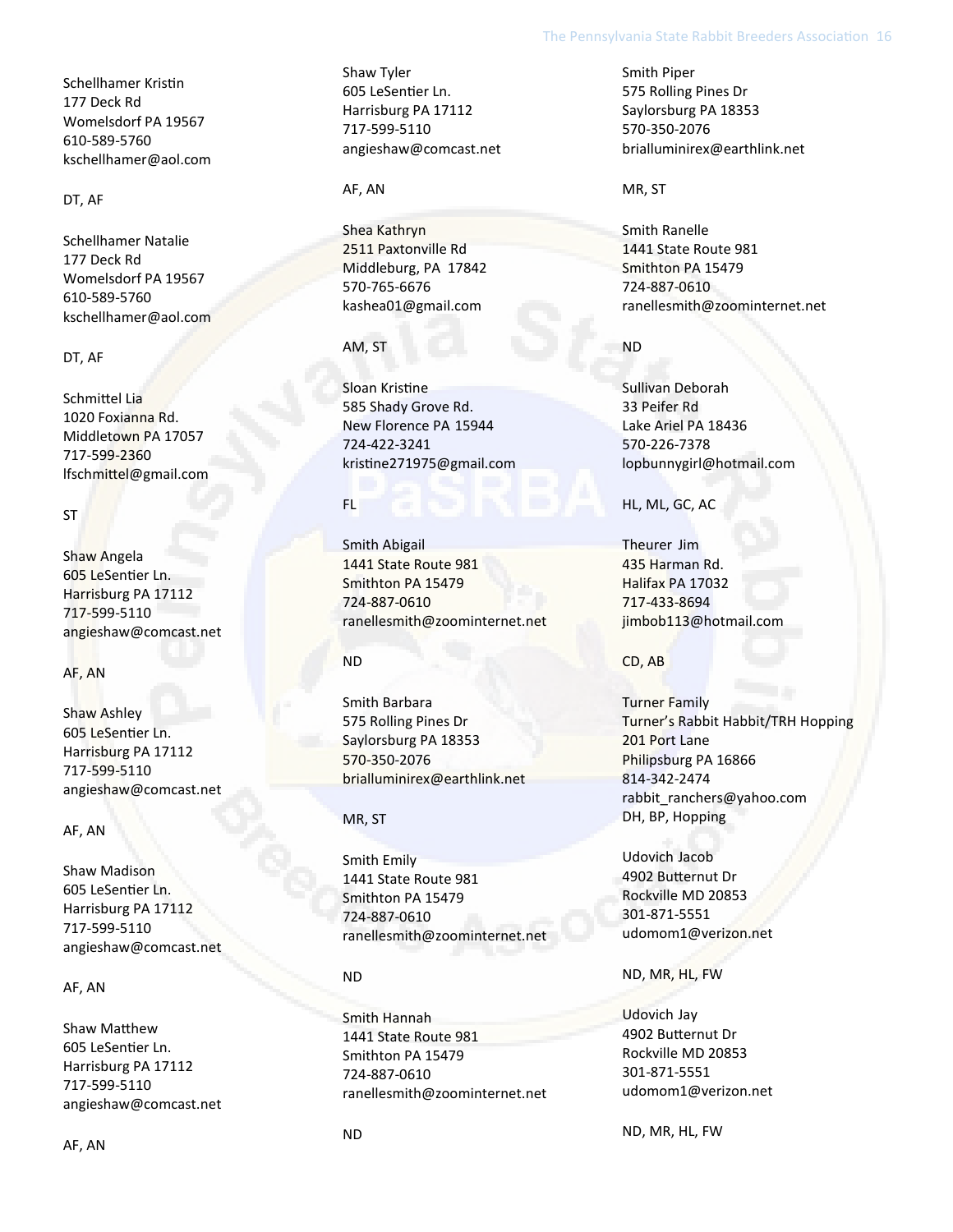Schellhamer Kristin
177 Deck Rd
Womelsdorf PA 19567
610-589-5760
kschellhamer@aol.com

DT, AF

Schellhamer Natalie
177 Deck Rd
Womelsdorf PA 19567
610-589-5760
kschellhamer@aol.com

DT, AF

Schmittel Lia
1020 Foxianna Rd.
Middletown PA 17057
717-599-2360
lfschmittel@gmail.com

ST

Shaw Angela
605 LeSentier Ln.
Harrisburg PA 17112
717-599-5110
angieshaw@comcast.net

AF, AN

Shaw Ashley
605 LeSentier Ln.
Harrisburg PA 17112
717-599-5110
angieshaw@comcast.net

AF, AN

Shaw Madison
605 LeSentier Ln.
Harrisburg PA 17112
717-599-5110
angieshaw@comcast.net

AF, AN

Shaw Matthew
605 LeSentier Ln.
Harrisburg PA 17112
717-599-5110
angieshaw@comcast.net

AF, AN

Shaw Tyler
605 LeSentier Ln.
Harrisburg PA 17112
717-599-5110
angieshaw@comcast.net

AF, AN

Shea Kathryn
2511 Paxtonville Rd
Middleburg, PA 17842
570-765-6676
kashea01@gmail.com

AM, ST

Sloan Kristine
585 Shady Grove Rd.
New Florence PA 15944
724-422-3241
kristine271975@gmail.com

FL

Smith Abigail
1441 State Route 981
Smithton PA 15479
724-887-0610
ranellesmith@zoominternet.net

ND

Smith Barbara
575 Rolling Pines Dr
Saylorsburg PA 18353
570-350-2076
brialluminirex@earthlink.net

MR, ST

Smith Emily
1441 State Route 981
Smithton PA 15479
724-887-0610
ranellesmith@zoominternet.net

ND

Smith Hannah
1441 State Route 981
Smithton PA 15479
724-887-0610
ranellesmith@zoominternet.net

ND

Smith Piper
575 Rolling Pines Dr
Saylorsburg PA 18353
570-350-2076
brialluminirex@earthlink.net

MR, ST

Smith Ranelle
1441 State Route 981
Smithton PA 15479
724-887-0610
ranellesmith@zoominternet.net

ND

Sullivan Deborah
33 Peifer Rd
Lake Ariel PA 18436
570-226-7378
lopbunnygirl@hotmail.com

HL, ML, GC, AC

Theurer Jim
435 Harman Rd.
Halifax PA 17032
717-433-8694
jimbob113@hotmail.com

CD, AB

Turner Family
Turner's Rabbit Habbit/TRH Hopping
201 Port Lane
Philipsburg PA 16866
814-342-2474
rabbit_ranchers@yahoo.com
DH, BP, Hopping

Udovich Jacob
4902 Butternut Dr
Rockville MD 20853
301-871-5551
udomom1@verizon.net

ND, MR, HL, FW

Udovich Jay
4902 Butternut Dr
Rockville MD 20853
301-871-5551
udomom1@verizon.net

ND, MR, HL, FW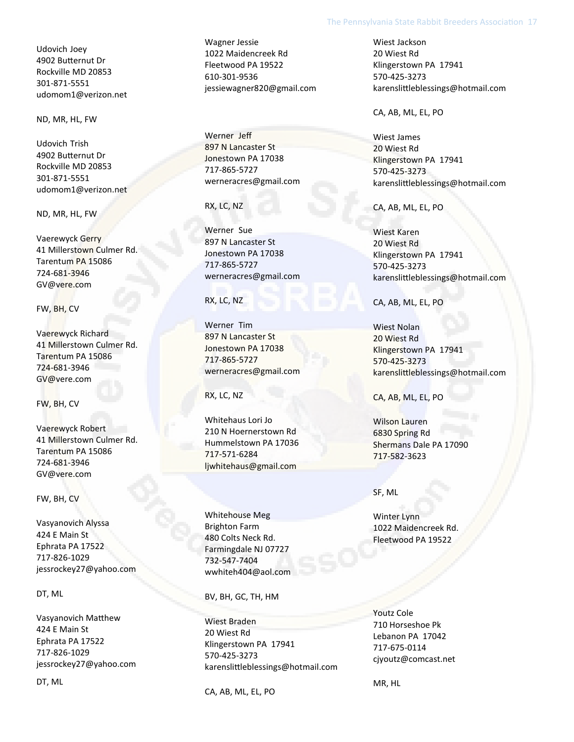Udovich Joey
4902 Butternut Dr
Rockville MD 20853
301-871-5551
udomom1@verizon.net

ND, MR, HL, FW

Udovich Trish
4902 Butternut Dr
Rockville MD 20853
301-871-5551
udomom1@verizon.net

ND, MR, HL, FW

Vaerewyck Gerry
41 Millerstown Culmer Rd.
Tarentum PA 15086
724-681-3946
GV@vere.com

FW, BH, CV

Vaerewyck Richard
41 Millerstown Culmer Rd.
Tarentum PA 15086
724-681-3946
GV@vere.com

FW, BH, CV

Vaerewyck Robert
41 Millerstown Culmer Rd.
Tarentum PA 15086
724-681-3946
GV@vere.com

FW, BH, CV

Vasyanovich Alyssa
424 E Main St
Ephrata PA 17522
717-826-1029
jessrockey27@yahoo.com

DT, ML

Vasyanovich Matthew
424 E Main St
Ephrata PA 17522
717-826-1029
jessrockey27@yahoo.com

DT, ML

Wagner Jessie
1022 Maidencreek Rd
Fleetwood PA 19522
610-301-9536
jessiewagner820@gmail.com

Werner Jeff
897 N Lancaster St
Jonestown PA 17038
717-865-5727
werneracres@gmail.com

RX, LC, NZ

Werner Sue
897 N Lancaster St
Jonestown PA 17038
717-865-5727
werneracres@gmail.com

RX, LC, NZ

Werner Tim
897 N Lancaster St
Jonestown PA 17038
717-865-5727
werneracres@gmail.com

RX, LC, NZ

Whitehaus Lori Jo
210 N Hoernerstown Rd
Hummelstown PA 17036
717-571-6284
ljwhitehaus@gmail.com

Whitehouse Meg
Brighton Farm
480 Colts Neck Rd.
Farmingdale NJ 07727
732-547-7404
wwhiteh404@aol.com

BV, BH, GC, TH, HM

Wiest Braden
20 Wiest Rd
Klingerstown PA 17941
570-425-3273
karenslittleblessings@hotmail.com

CA, AB, ML, EL, PO

Wiest Jackson
20 Wiest Rd
Klingerstown PA 17941
570-425-3273
karenslittleblessings@hotmail.com

CA, AB, ML, EL, PO

Wiest James
20 Wiest Rd
Klingerstown PA 17941
570-425-3273
karenslittleblessings@hotmail.com

CA, AB, ML, EL, PO

Wiest Karen
20 Wiest Rd
Klingerstown PA 17941
570-425-3273
karenslittleblessings@hotmail.com

CA, AB, ML, EL, PO

Wiest Nolan
20 Wiest Rd
Klingerstown PA 17941
570-425-3273
karenslittleblessings@hotmail.com

CA, AB, ML, EL, PO

Wilson Lauren
6830 Spring Rd
Shermans Dale PA 17090
717-582-3623

SF, ML

Winter Lynn
1022 Maidencreek Rd.
Fleetwood PA 19522

Youtz Cole
710 Horseshoe Pk
Lebanon PA 17042
717-675-0114
cjyoutz@comcast.net

MR, HL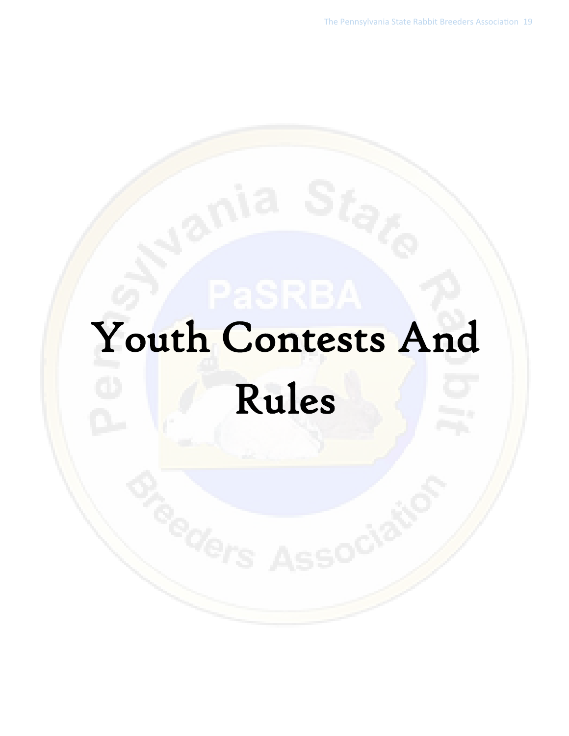# Youth Contests And Rules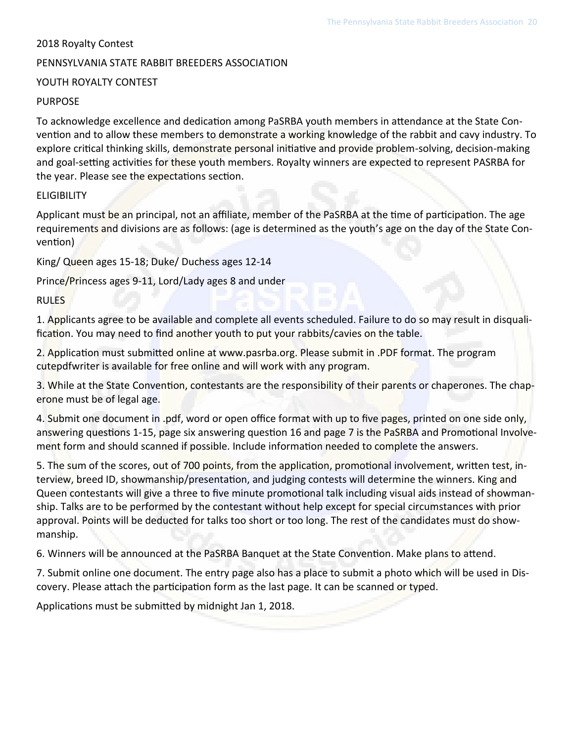2018 Royalty Contest

PENNSYLVANIA STATE RABBIT BREEDERS ASSOCIATION

YOUTH ROYALTY CONTEST

PURPOSE

To acknowledge excellence and dedication among PaSRBA youth members in attendance at the State Convention and to allow these members to demonstrate a working knowledge of the rabbit and cavy industry. To explore critical thinking skills, demonstrate personal initiative and provide problem-solving, decision-making and goal-setting activities for these youth members. Royalty winners are expected to represent PASRBA for the year. Please see the expectations section.

ELIGIBILITY

Applicant must be an principal, not an affiliate, member of the PaSRBA at the time of participation. The age requirements and divisions are as follows: (age is determined as the youth's age on the day of the State Convention)

King/ Queen ages 15-18; Duke/ Duchess ages 12-14

Prince/Princess ages 9-11, Lord/Lady ages 8 and under

RULES

1. Applicants agree to be available and complete all events scheduled. Failure to do so may result in disqualification. You may need to find another youth to put your rabbits/cavies on the table.

2. Application must submitted online at www.pasrba.org. Please submit in .PDF format. The program cutepdfwriter is available for free online and will work with any program.

3. While at the State Convention, contestants are the responsibility of their parents or chaperones. The chaperone must be of legal age.

4. Submit one document in .pdf, word or open office format with up to five pages, printed on one side only, answering questions 1-15, page six answering question 16 and page 7 is the PaSRBA and Promotional Involvement form and should scanned if possible. Include information needed to complete the answers.

5. The sum of the scores, out of 700 points, from the application, promotional involvement, written test, interview, breed ID, showmanship/presentation, and judging contests will determine the winners. King and Queen contestants will give a three to five minute promotional talk including visual aids instead of showmanship. Talks are to be performed by the contestant without help except for special circumstances with prior approval. Points will be deducted for talks too short or too long. The rest of the candidates must do showmanship.

6. Winners will be announced at the PaSRBA Banquet at the State Convention. Make plans to attend.

7. Submit online one document. The entry page also has a place to submit a photo which will be used in Discovery. Please attach the participation form as the last page. It can be scanned or typed.

Applications must be submitted by midnight Jan 1, 2018.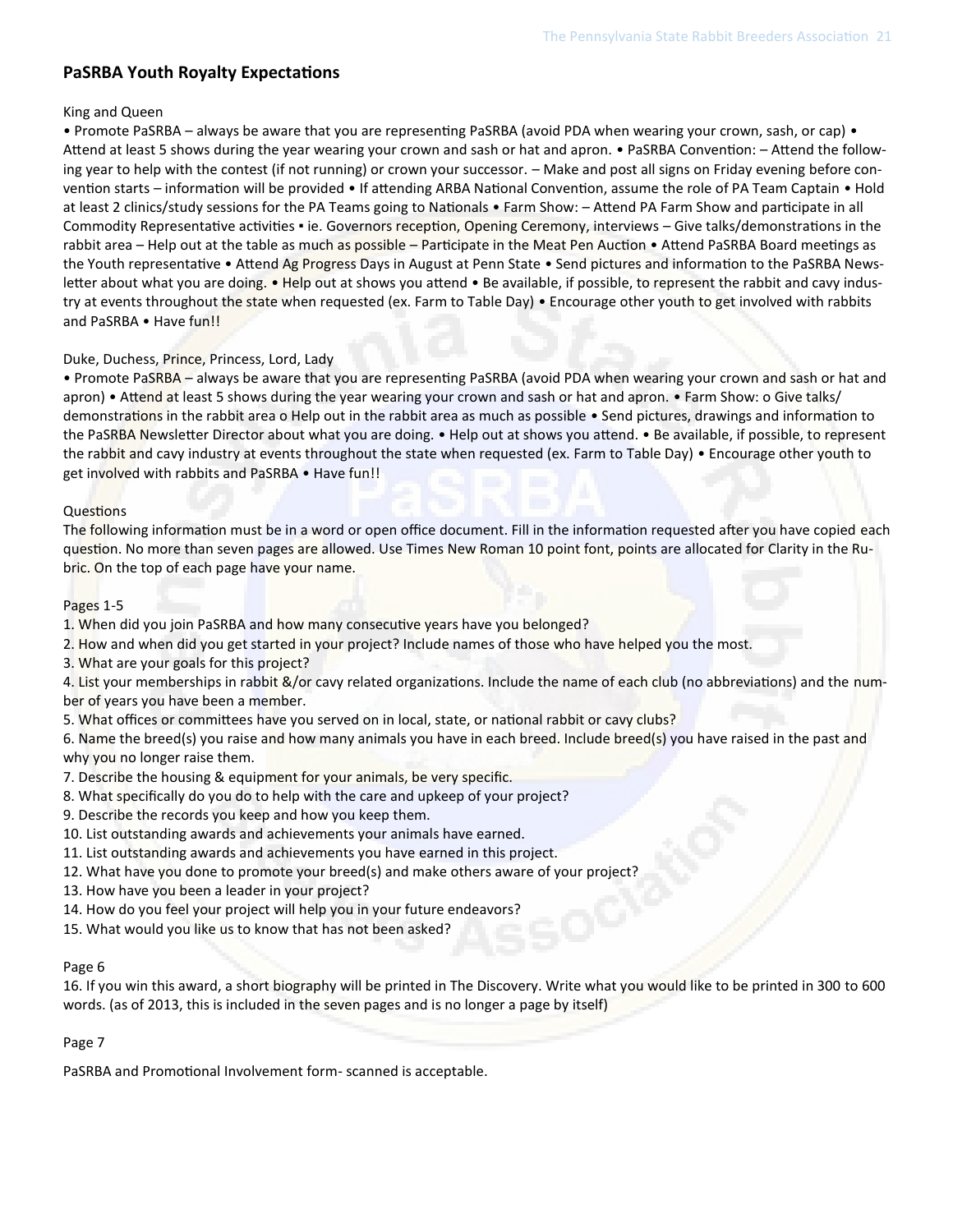## PaSRBA Youth Royalty Expectations

King and Queen

• Promote PaSRBA – always be aware that you are representing PaSRBA (avoid PDA when wearing your crown, sash, or cap) • Attend at least 5 shows during the year wearing your crown and sash or hat and apron. • PaSRBA Convention: – Attend the following year to help with the contest (if not running) or crown your successor. – Make and post all signs on Friday evening before convention starts – information will be provided • If attending ARBA National Convention, assume the role of PA Team Captain • Hold at least 2 clinics/study sessions for the PA Teams going to Nationals • Farm Show: – Attend PA Farm Show and participate in all Commodity Representative activities ▪ ie. Governors reception, Opening Ceremony, interviews – Give talks/demonstrations in the rabbit area – Help out at the table as much as possible – Participate in the Meat Pen Auction • Attend PaSRBA Board meetings as the Youth representative • Attend Ag Progress Days in August at Penn State • Send pictures and information to the PaSRBA Newsletter about what you are doing. • Help out at shows you attend • Be available, if possible, to represent the rabbit and cavy industry at events throughout the state when requested (ex. Farm to Table Day) • Encourage other youth to get involved with rabbits and PaSRBA • Have fun!!

Duke, Duchess, Prince, Princess, Lord, Lady

• Promote PaSRBA – always be aware that you are representing PaSRBA (avoid PDA when wearing your crown and sash or hat and apron) • Attend at least 5 shows during the year wearing your crown and sash or hat and apron. • Farm Show: o Give talks/demonstrations in the rabbit area o Help out in the rabbit area as much as possible • Send pictures, drawings and information to the PaSRBA Newsletter Director about what you are doing. • Help out at shows you attend. • Be available, if possible, to represent the rabbit and cavy industry at events throughout the state when requested (ex. Farm to Table Day) • Encourage other youth to get involved with rabbits and PaSRBA • Have fun!!

Questions

The following information must be in a word or open office document. Fill in the information requested after you have copied each question. No more than seven pages are allowed. Use Times New Roman 10 point font, points are allocated for Clarity in the Rubric. On the top of each page have your name.

Pages 1-5

1. When did you join PaSRBA and how many consecutive years have you belonged?
2. How and when did you get started in your project? Include names of those who have helped you the most.
3. What are your goals for this project?
4. List your memberships in rabbit &/or cavy related organizations. Include the name of each club (no abbreviations) and the number of years you have been a member.
5. What offices or committees have you served on in local, state, or national rabbit or cavy clubs?
6. Name the breed(s) you raise and how many animals you have in each breed. Include breed(s) you have raised in the past and why you no longer raise them.
7. Describe the housing & equipment for your animals, be very specific.
8. What specifically do you do to help with the care and upkeep of your project?
9. Describe the records you keep and how you keep them.
10. List outstanding awards and achievements your animals have earned.
11. List outstanding awards and achievements you have earned in this project.
12. What have you done to promote your breed(s) and make others aware of your project?
13. How have you been a leader in your project?
14. How do you feel your project will help you in your future endeavors?
15. What would you like us to know that has not been asked?

Page 6

16. If you win this award, a short biography will be printed in The Discovery. Write what you would like to be printed in 300 to 600 words. (as of 2013, this is included in the seven pages and is no longer a page by itself)

Page 7

PaSRBA and Promotional Involvement form- scanned is acceptable.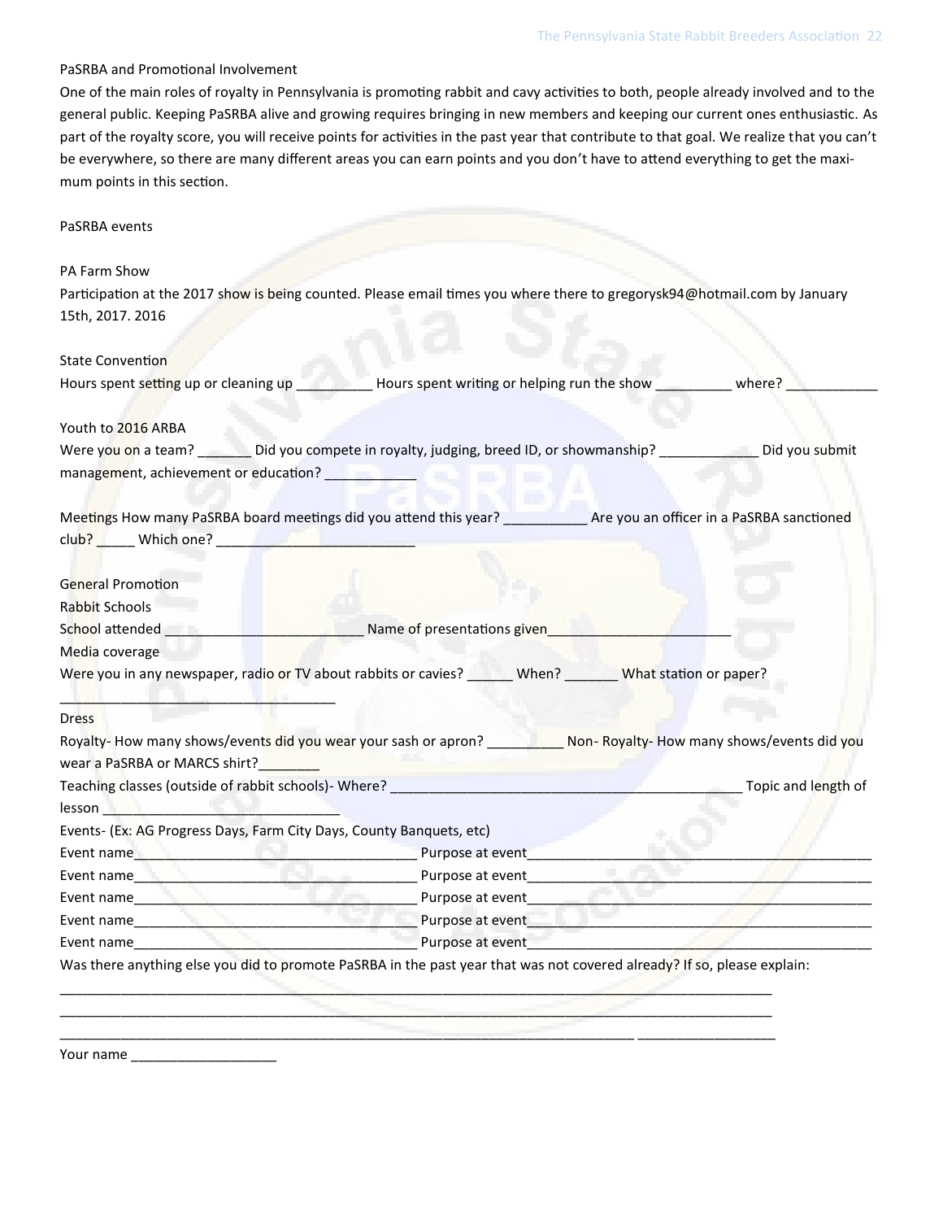PaSRBA and Promotional Involvement

One of the main roles of royalty in Pennsylvania is promoting rabbit and cavy activities to both, people already involved and to the general public. Keeping PaSRBA alive and growing requires bringing in new members and keeping our current ones enthusiastic. As part of the royalty score, you will receive points for activities in the past year that contribute to that goal. We realize that you can't be everywhere, so there are many different areas you can earn points and you don't have to attend everything to get the maximum points in this section.

PaSRBA events

PA Farm Show

Participation at the 2017 show is being counted. Please email times you where there to gregorysk94@hotmail.com by January 15th, 2017. 2016

State Convention

Hours spent setting up or cleaning up _________ Hours spent writing or helping run the show _________ where? ___________

Youth to 2016 ARBA

Were you on a team? ______ Did you compete in royalty, judging, breed ID, or showmanship? ____________ Did you submit management, achievement or education? __________

Meetings How many PaSRBA board meetings did you attend this year? __________ Are you an officer in a PaSRBA sanctioned club? _____ Which one? _________________________

General Promotion

Rabbit Schools

School attended ________________________ Name of presentations given_______________________

Media coverage

Were you in any newspaper, radio or TV about rabbits or cavies? ______ When? _______ What station or paper? ___________________________________

Dress

Royalty- How many shows/events did you wear your sash or apron? _________ Non- Royalty- How many shows/events did you wear a PaSRBA or MARCS shirt?_______

Teaching classes (outside of rabbit schools)- Where? ____________________________________________ Topic and length of lesson _____________________________

Events- (Ex: AG Progress Days, Farm City Days, County Banquets, etc)

Event name__________________________________ Purpose at event______________________________________________

Event name__________________________________ Purpose at event______________________________________________

Event name__________________________________ Purpose at event______________________________________________

Event name__________________________________ Purpose at event______________________________________________

Event name__________________________________ Purpose at event______________________________________________

Was there anything else you did to promote PaSRBA in the past year that was not covered already? If so, please explain:

_____________________________________________________________________________________________

_____________________________________________________________________________________________

_____________________________________________________________________________________________

Your name __________________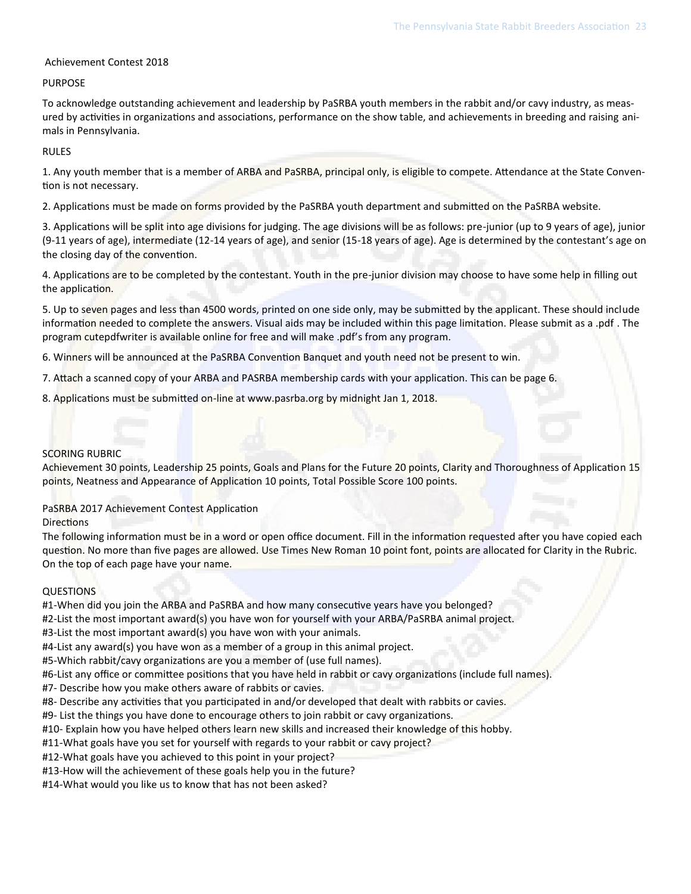## Achievement Contest 2018

### PURPOSE

To acknowledge outstanding achievement and leadership by PaSRBA youth members in the rabbit and/or cavy industry, as measured by activities in organizations and associations, performance on the show table, and achievements in breeding and raising animals in Pennsylvania.

### RULES

1. Any youth member that is a member of ARBA and PaSRBA, principal only, is eligible to compete. Attendance at the State Convention is not necessary.

2. Applications must be made on forms provided by the PaSRBA youth department and submitted on the PaSRBA website.

3. Applications will be split into age divisions for judging. The age divisions will be as follows: pre-junior (up to 9 years of age), junior (9-11 years of age), intermediate (12-14 years of age), and senior (15-18 years of age). Age is determined by the contestant's age on the closing day of the convention.

4. Applications are to be completed by the contestant. Youth in the pre-junior division may choose to have some help in filling out the application.

5. Up to seven pages and less than 4500 words, printed on one side only, may be submitted by the applicant. These should include information needed to complete the answers. Visual aids may be included within this page limitation. Please submit as a .pdf . The program cutepdfwriter is available online for free and will make .pdf's from any program.

6. Winners will be announced at the PaSRBA Convention Banquet and youth need not be present to win.

7. Attach a scanned copy of your ARBA and PASRBA membership cards with your application. This can be page 6.

8. Applications must be submitted on-line at www.pasrba.org by midnight Jan 1, 2018.

### SCORING RUBRIC

Achievement 30 points, Leadership 25 points, Goals and Plans for the Future 20 points, Clarity and Thoroughness of Application 15 points, Neatness and Appearance of Application 10 points, Total Possible Score 100 points.

### PaSRBA 2017 Achievement Contest Application

Directions

The following information must be in a word or open office document. Fill in the information requested after you have copied each question. No more than five pages are allowed. Use Times New Roman 10 point font, points are allocated for Clarity in the Rubric. On the top of each page have your name.

### QUESTIONS

#1-When did you join the ARBA and PaSRBA and how many consecutive years have you belonged?
#2-List the most important award(s) you have won for yourself with your ARBA/PaSRBA animal project.
#3-List the most important award(s) you have won with your animals.
#4-List any award(s) you have won as a member of a group in this animal project.
#5-Which rabbit/cavy organizations are you a member of (use full names).
#6-List any office or committee positions that you have held in rabbit or cavy organizations (include full names).
#7- Describe how you make others aware of rabbits or cavies.
#8- Describe any activities that you participated in and/or developed that dealt with rabbits or cavies.
#9- List the things you have done to encourage others to join rabbit or cavy organizations.
#10- Explain how you have helped others learn new skills and increased their knowledge of this hobby.
#11-What goals have you set for yourself with regards to your rabbit or cavy project?
#12-What goals have you achieved to this point in your project?
#13-How will the achievement of these goals help you in the future?
#14-What would you like us to know that has not been asked?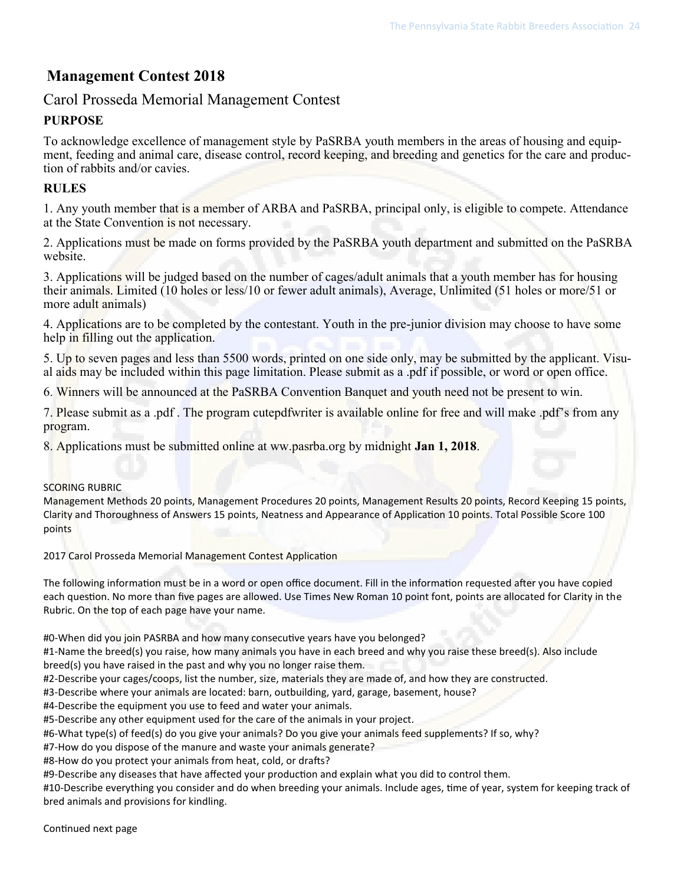# Management Contest 2018

## Carol Prosseda Memorial Management Contest

### PURPOSE

To acknowledge excellence of management style by PaSRBA youth members in the areas of housing and equipment, feeding and animal care, disease control, record keeping, and breeding and genetics for the care and production of rabbits and/or cavies.

### RULES

1. Any youth member that is a member of ARBA and PaSRBA, principal only, is eligible to compete. Attendance at the State Convention is not necessary.

2. Applications must be made on forms provided by the PaSRBA youth department and submitted on the PaSRBA website.

3. Applications will be judged based on the number of cages/adult animals that a youth member has for housing their animals. Limited (10 holes or less/10 or fewer adult animals), Average, Unlimited (51 holes or more/51 or more adult animals)

4. Applications are to be completed by the contestant. Youth in the pre-junior division may choose to have some help in filling out the application.

5. Up to seven pages and less than 5500 words, printed on one side only, may be submitted by the applicant. Visual aids may be included within this page limitation. Please submit as a .pdf if possible, or word or open office.

6. Winners will be announced at the PaSRBA Convention Banquet and youth need not be present to win.

7. Please submit as a .pdf . The program cutepdfwriter is available online for free and will make .pdf's from any program.

8. Applications must be submitted online at ww.pasrba.org by midnight **Jan 1, 2018**.

SCORING RUBRIC

Management Methods 20 points, Management Procedures 20 points, Management Results 20 points, Record Keeping 15 points, Clarity and Thoroughness of Answers 15 points, Neatness and Appearance of Application 10 points. Total Possible Score 100 points

2017 Carol Prosseda Memorial Management Contest Application

The following information must be in a word or open office document. Fill in the information requested after you have copied each question. No more than five pages are allowed. Use Times New Roman 10 point font, points are allocated for Clarity in the Rubric. On the top of each page have your name.

#0-When did you join PASRBA and how many consecutive years have you belonged?

#1-Name the breed(s) you raise, how many animals you have in each breed and why you raise these breed(s). Also include breed(s) you have raised in the past and why you no longer raise them.

#2-Describe your cages/coops, list the number, size, materials they are made of, and how they are constructed.

#3-Describe where your animals are located: barn, outbuilding, yard, garage, basement, house?

#4-Describe the equipment you use to feed and water your animals.

#5-Describe any other equipment used for the care of the animals in your project.

#6-What type(s) of feed(s) do you give your animals? Do you give your animals feed supplements? If so, why?

#7-How do you dispose of the manure and waste your animals generate?

#8-How do you protect your animals from heat, cold, or drafts?

#9-Describe any diseases that have affected your production and explain what you did to control them.

#10-Describe everything you consider and do when breeding your animals. Include ages, time of year, system for keeping track of bred animals and provisions for kindling.

Continued next page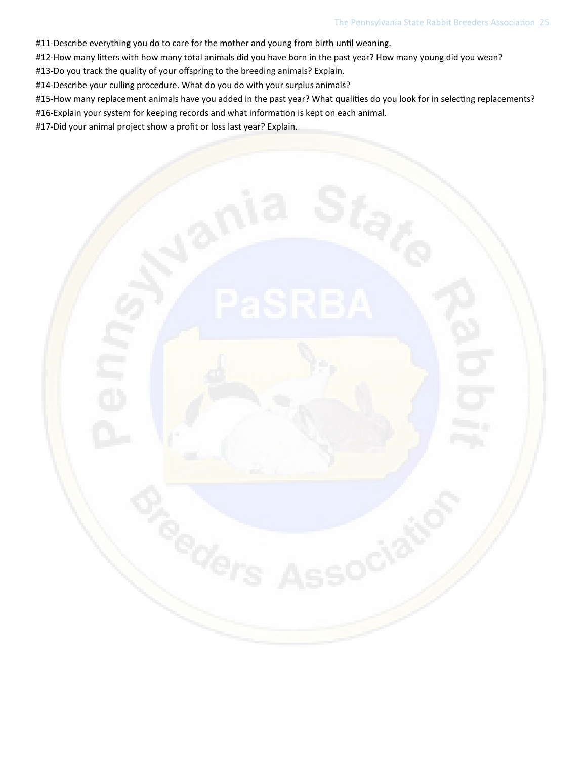#11-Describe everything you do to care for the mother and young from birth until weaning.

#12-How many litters with how many total animals did you have born in the past year? How many young did you wean?

#13-Do you track the quality of your offspring to the breeding animals? Explain.

#14-Describe your culling procedure. What do you do with your surplus animals?

#15-How many replacement animals have you added in the past year? What qualities do you look for in selecting replacements?

#16-Explain your system for keeping records and what information is kept on each animal.

#17-Did your animal project show a profit or loss last year? Explain.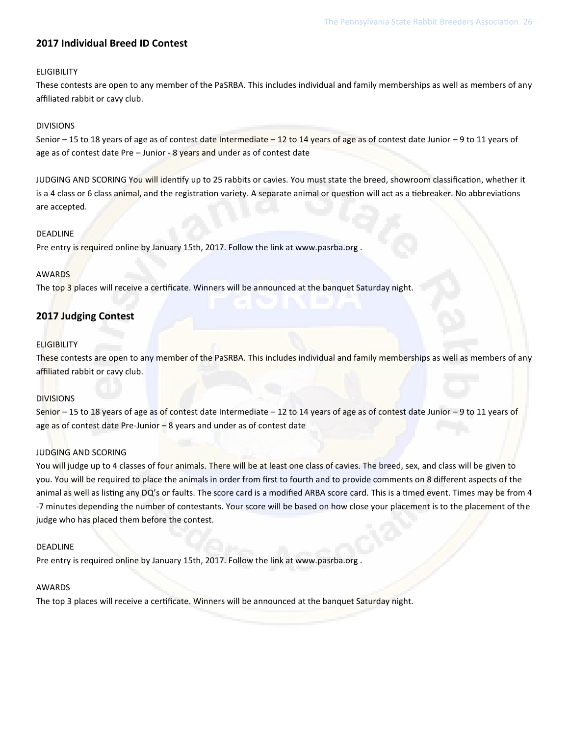## 2017 Individual Breed ID Contest

ELIGIBILITY

These contests are open to any member of the PaSRBA. This includes individual and family memberships as well as members of any affiliated rabbit or cavy club.

DIVISIONS

Senior – 15 to 18 years of age as of contest date Intermediate – 12 to 14 years of age as of contest date Junior – 9 to 11 years of age as of contest date Pre – Junior - 8 years and under as of contest date

JUDGING AND SCORING You will identify up to 25 rabbits or cavies. You must state the breed, showroom classification, whether it is a 4 class or 6 class animal, and the registration variety. A separate animal or question will act as a tiebreaker. No abbreviations are accepted.

DEADLINE

Pre entry is required online by January 15th, 2017. Follow the link at www.pasrba.org .

AWARDS

The top 3 places will receive a certificate. Winners will be announced at the banquet Saturday night.

## 2017 Judging Contest

ELIGIBILITY

These contests are open to any member of the PaSRBA. This includes individual and family memberships as well as members of any affiliated rabbit or cavy club.

DIVISIONS

Senior – 15 to 18 years of age as of contest date Intermediate – 12 to 14 years of age as of contest date Junior – 9 to 11 years of age as of contest date Pre-Junior – 8 years and under as of contest date

JUDGING AND SCORING

You will judge up to 4 classes of four animals. There will be at least one class of cavies. The breed, sex, and class will be given to you. You will be required to place the animals in order from first to fourth and to provide comments on 8 different aspects of the animal as well as listing any DQ's or faults. The score card is a modified ARBA score card. This is a timed event. Times may be from 4 -7 minutes depending the number of contestants. Your score will be based on how close your placement is to the placement of the judge who has placed them before the contest.

DEADLINE

Pre entry is required online by January 15th, 2017. Follow the link at www.pasrba.org .

AWARDS

The top 3 places will receive a certificate. Winners will be announced at the banquet Saturday night.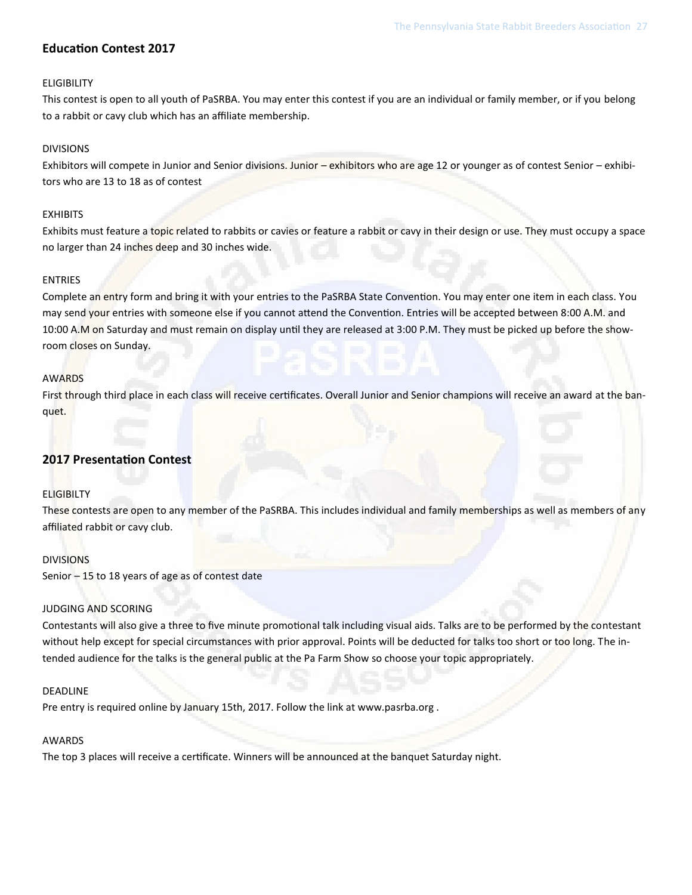## Education Contest 2017

ELIGIBILITY

This contest is open to all youth of PaSRBA. You may enter this contest if you are an individual or family member, or if you belong to a rabbit or cavy club which has an affiliate membership.

DIVISIONS

Exhibitors will compete in Junior and Senior divisions. Junior – exhibitors who are age 12 or younger as of contest Senior – exhibitors who are 13 to 18 as of contest

EXHIBITS

Exhibits must feature a topic related to rabbits or cavies or feature a rabbit or cavy in their design or use. They must occupy a space no larger than 24 inches deep and 30 inches wide.

ENTRIES

Complete an entry form and bring it with your entries to the PaSRBA State Convention. You may enter one item in each class. You may send your entries with someone else if you cannot attend the Convention. Entries will be accepted between 8:00 A.M. and 10:00 A.M on Saturday and must remain on display until they are released at 3:00 P.M. They must be picked up before the showroom closes on Sunday.

AWARDS

First through third place in each class will receive certificates. Overall Junior and Senior champions will receive an award at the banquet.

## 2017 Presentation Contest

ELIGIBILTY

These contests are open to any member of the PaSRBA. This includes individual and family memberships as well as members of any affiliated rabbit or cavy club.

DIVISIONS

Senior – 15 to 18 years of age as of contest date

JUDGING AND SCORING

Contestants will also give a three to five minute promotional talk including visual aids. Talks are to be performed by the contestant without help except for special circumstances with prior approval. Points will be deducted for talks too short or too long. The intended audience for the talks is the general public at the Pa Farm Show so choose your topic appropriately.

DEADLINE

Pre entry is required online by January 15th, 2017. Follow the link at www.pasrba.org .

AWARDS

The top 3 places will receive a certificate. Winners will be announced at the banquet Saturday night.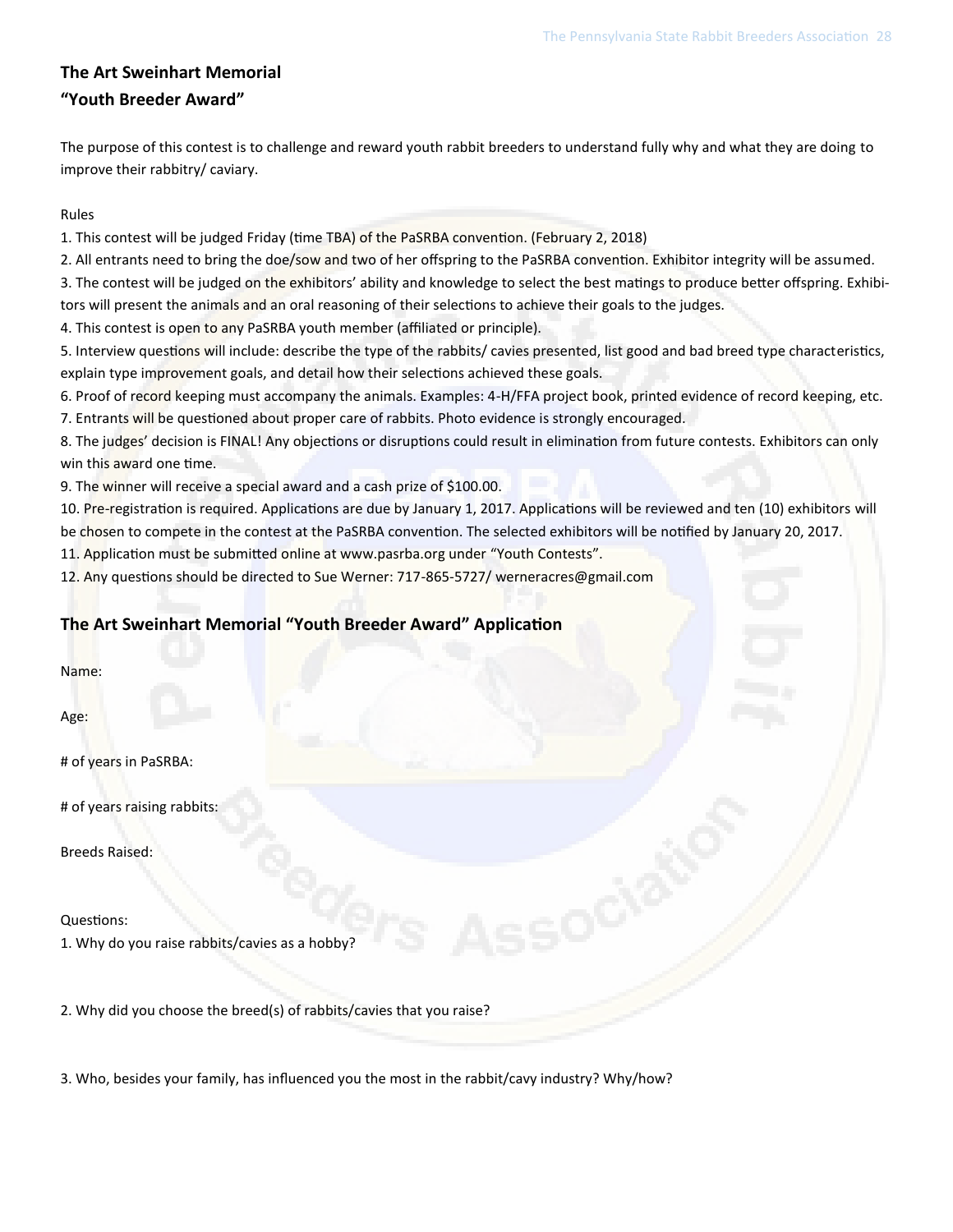## The Art Sweinhart Memorial
## "Youth Breeder Award"

The purpose of this contest is to challenge and reward youth rabbit breeders to understand fully why and what they are doing to improve their rabbitry/ caviary.

Rules

1. This contest will be judged Friday (time TBA) of the PaSRBA convention. (February 2, 2018)
2. All entrants need to bring the doe/sow and two of her offspring to the PaSRBA convention. Exhibitor integrity will be assumed.
3. The contest will be judged on the exhibitors' ability and knowledge to select the best matings to produce better offspring. Exhibitors will present the animals and an oral reasoning of their selections to achieve their goals to the judges.
4. This contest is open to any PaSRBA youth member (affiliated or principle).
5. Interview questions will include: describe the type of the rabbits/ cavies presented, list good and bad breed type characteristics, explain type improvement goals, and detail how their selections achieved these goals.
6. Proof of record keeping must accompany the animals. Examples: 4-H/FFA project book, printed evidence of record keeping, etc.
7. Entrants will be questioned about proper care of rabbits. Photo evidence is strongly encouraged.
8. The judges' decision is FINAL! Any objections or disruptions could result in elimination from future contests. Exhibitors can only win this award one time.
9. The winner will receive a special award and a cash prize of $100.00.
10. Pre-registration is required. Applications are due by January 1, 2017. Applications will be reviewed and ten (10) exhibitors will be chosen to compete in the contest at the PaSRBA convention. The selected exhibitors will be notified by January 20, 2017.
11. Application must be submitted online at www.pasrba.org under "Youth Contests".
12. Any questions should be directed to Sue Werner: 717-865-5727/ werneracres@gmail.com

## The Art Sweinhart Memorial "Youth Breeder Award" Application

Name:

Age:

# of years in PaSRBA:

# of years raising rabbits:

Breeds Raised:

Questions:

1. Why do you raise rabbits/cavies as a hobby?

2. Why did you choose the breed(s) of rabbits/cavies that you raise?

3. Who, besides your family, has influenced you the most in the rabbit/cavy industry? Why/how?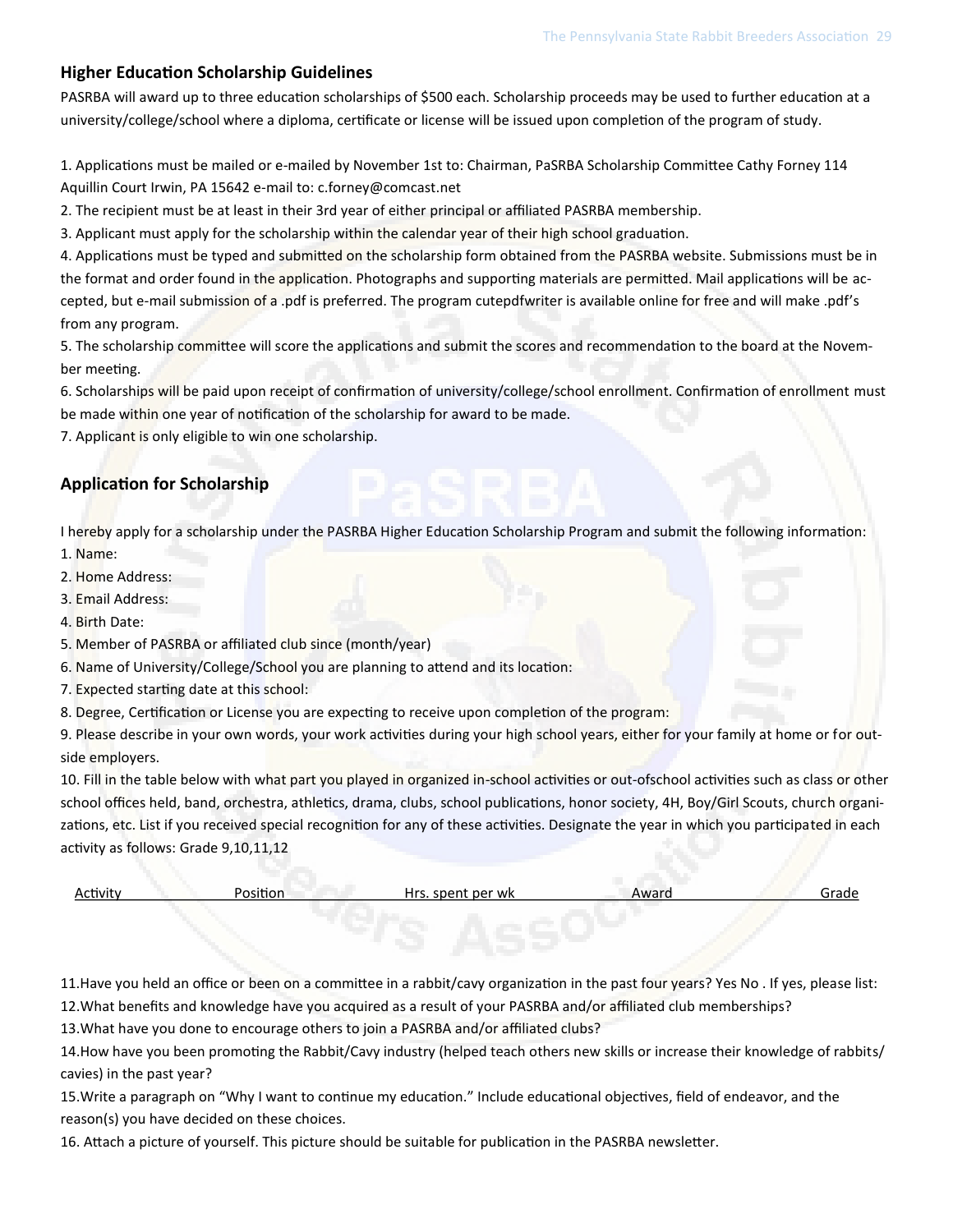## Higher Education Scholarship Guidelines

PASRBA will award up to three education scholarships of $500 each. Scholarship proceeds may be used to further education at a university/college/school where a diploma, certificate or license will be issued upon completion of the program of study.

1. Applications must be mailed or e-mailed by November 1st to: Chairman, PaSRBA Scholarship Committee Cathy Forney 114 Aquillin Court Irwin, PA 15642 e-mail to: c.forney@comcast.net
2. The recipient must be at least in their 3rd year of either principal or affiliated PASRBA membership.
3. Applicant must apply for the scholarship within the calendar year of their high school graduation.
4. Applications must be typed and submitted on the scholarship form obtained from the PASRBA website. Submissions must be in the format and order found in the application. Photographs and supporting materials are permitted. Mail applications will be accepted, but e-mail submission of a .pdf is preferred. The program cutepdfwriter is available online for free and will make .pdf's from any program.
5. The scholarship committee will score the applications and submit the scores and recommendation to the board at the November meeting.
6. Scholarships will be paid upon receipt of confirmation of university/college/school enrollment. Confirmation of enrollment must be made within one year of notification of the scholarship for award to be made.
7. Applicant is only eligible to win one scholarship.

## Application for Scholarship

I hereby apply for a scholarship under the PASRBA Higher Education Scholarship Program and submit the following information:

1. Name:
2. Home Address:
3. Email Address:
4. Birth Date:
5. Member of PASRBA or affiliated club since (month/year)
6. Name of University/College/School you are planning to attend and its location:
7. Expected starting date at this school:
8. Degree, Certification or License you are expecting to receive upon completion of the program:
9. Please describe in your own words, your work activities during your high school years, either for your family at home or for outside employers.
10. Fill in the table below with what part you played in organized in-school activities or out-ofschool activities such as class or other school offices held, band, orchestra, athletics, drama, clubs, school publications, honor society, 4H, Boy/Girl Scouts, church organizations, etc. List if you received special recognition for any of these activities. Designate the year in which you participated in each activity as follows: Grade 9,10,11,12

| Activity | Position | Hrs. spent per wk | Award | Grade |
|---|---|---|---|---|
| | | | | |

11. Have you held an office or been on a committee in a rabbit/cavy organization in the past four years? Yes No . If yes, please list:
12. What benefits and knowledge have you acquired as a result of your PASRBA and/or affiliated club memberships?
13. What have you done to encourage others to join a PASRBA and/or affiliated clubs?
14. How have you been promoting the Rabbit/Cavy industry (helped teach others new skills or increase their knowledge of rabbits/cavies) in the past year?
15. Write a paragraph on "Why I want to continue my education." Include educational objectives, field of endeavor, and the reason(s) you have decided on these choices.
16. Attach a picture of yourself. This picture should be suitable for publication in the PASRBA newsletter.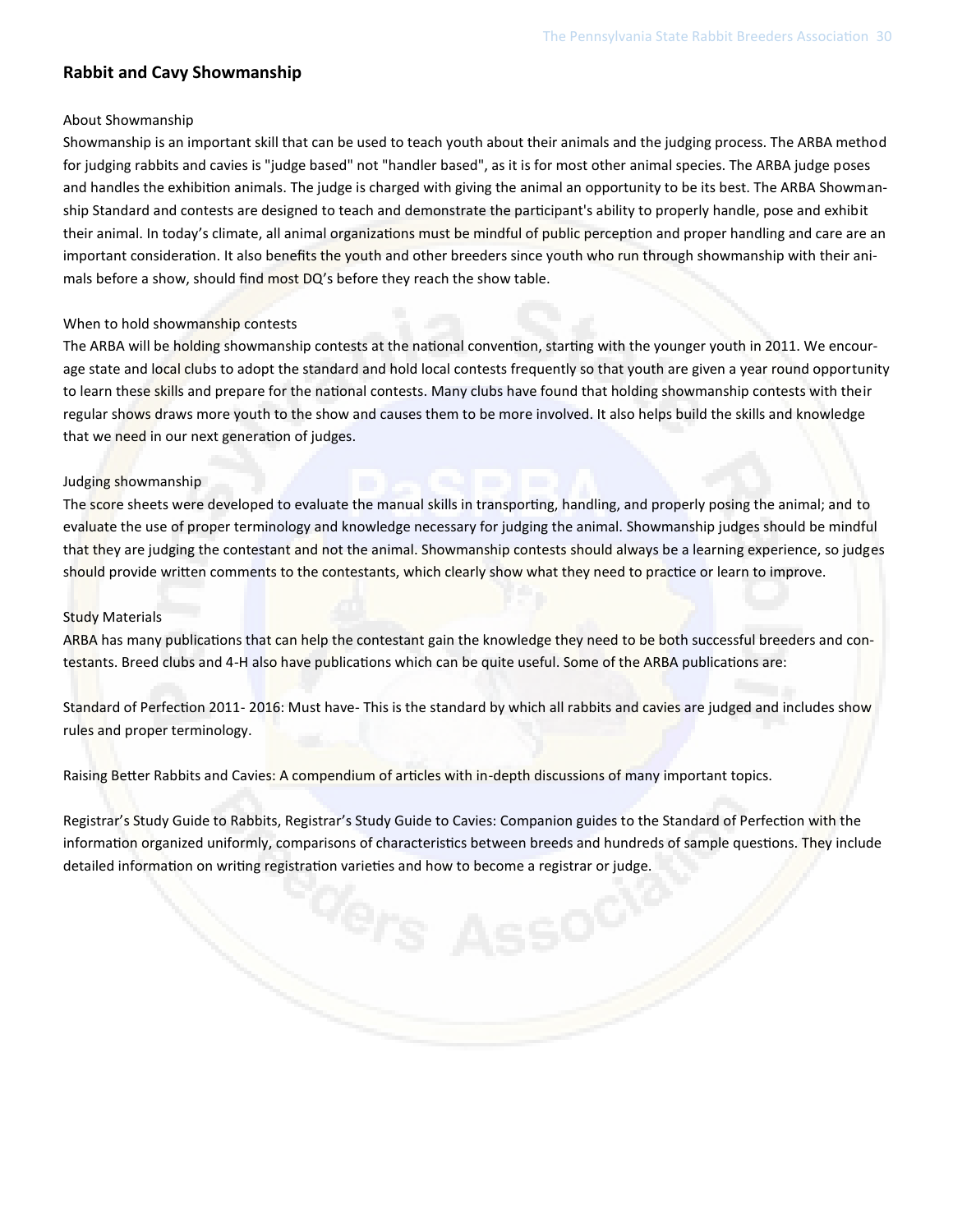## Rabbit and Cavy Showmanship

About Showmanship

Showmanship is an important skill that can be used to teach youth about their animals and the judging process. The ARBA method for judging rabbits and cavies is "judge based" not "handler based", as it is for most other animal species. The ARBA judge poses and handles the exhibition animals. The judge is charged with giving the animal an opportunity to be its best. The ARBA Showmanship Standard and contests are designed to teach and demonstrate the participant's ability to properly handle, pose and exhibit their animal. In today's climate, all animal organizations must be mindful of public perception and proper handling and care are an important consideration. It also benefits the youth and other breeders since youth who run through showmanship with their animals before a show, should find most DQ's before they reach the show table.

When to hold showmanship contests

The ARBA will be holding showmanship contests at the national convention, starting with the younger youth in 2011. We encourage state and local clubs to adopt the standard and hold local contests frequently so that youth are given a year round opportunity to learn these skills and prepare for the national contests. Many clubs have found that holding showmanship contests with their regular shows draws more youth to the show and causes them to be more involved. It also helps build the skills and knowledge that we need in our next generation of judges.

Judging showmanship

The score sheets were developed to evaluate the manual skills in transporting, handling, and properly posing the animal; and to evaluate the use of proper terminology and knowledge necessary for judging the animal. Showmanship judges should be mindful that they are judging the contestant and not the animal. Showmanship contests should always be a learning experience, so judges should provide written comments to the contestants, which clearly show what they need to practice or learn to improve.

Study Materials

ARBA has many publications that can help the contestant gain the knowledge they need to be both successful breeders and contestants. Breed clubs and 4-H also have publications which can be quite useful. Some of the ARBA publications are:

Standard of Perfection 2011- 2016: Must have- This is the standard by which all rabbits and cavies are judged and includes show rules and proper terminology.

Raising Better Rabbits and Cavies: A compendium of articles with in-depth discussions of many important topics.

Registrar's Study Guide to Rabbits, Registrar's Study Guide to Cavies: Companion guides to the Standard of Perfection with the information organized uniformly, comparisons of characteristics between breeds and hundreds of sample questions. They include detailed information on writing registration varieties and how to become a registrar or judge.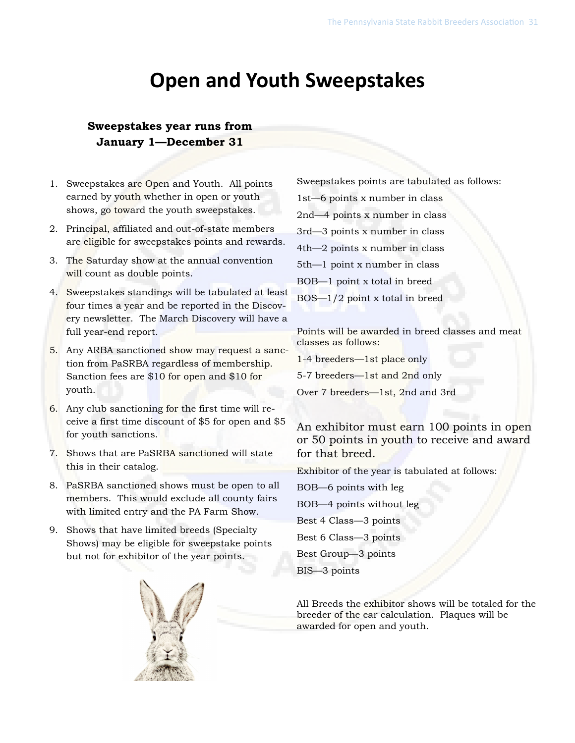# Open and Youth Sweepstakes

**Sweepstakes year runs from January 1—December 31**

1. Sweepstakes are Open and Youth. All points earned by youth whether in open or youth shows, go toward the youth sweepstakes.
2. Principal, affiliated and out-of-state members are eligible for sweepstakes points and rewards.
3. The Saturday show at the annual convention will count as double points.
4. Sweepstakes standings will be tabulated at least four times a year and be reported in the Discovery newsletter. The March Discovery will have a full year-end report.
5. Any ARBA sanctioned show may request a sanction from PaSRBA regardless of membership. Sanction fees are $10 for open and $10 for youth.
6. Any club sanctioning for the first time will receive a first time discount of $5 for open and $5 for youth sanctions.
7. Shows that are PaSRBA sanctioned will state this in their catalog.
8. PaSRBA sanctioned shows must be open to all members. This would exclude all county fairs with limited entry and the PA Farm Show.
9. Shows that have limited breeds (Specialty Shows) may be eligible for sweepstake points but not for exhibitor of the year points.

Sweepstakes points are tabulated as follows:

1st—6 points x number in class

2nd—4 points x number in class

3rd—3 points x number in class

4th—2 points x number in class

5th—1 point x number in class

BOB—1 point x total in breed

BOS—1/2 point x total in breed

Points will be awarded in breed classes and meat classes as follows:

1-4 breeders—1st place only

5-7 breeders—1st and 2nd only

Over 7 breeders—1st, 2nd and 3rd

An exhibitor must earn 100 points in open or 50 points in youth to receive and award for that breed.

Exhibitor of the year is tabulated at follows:

BOB—6 points with leg

BOB—4 points without leg

Best 4 Class—3 points

Best 6 Class—3 points

Best Group—3 points

BIS—3 points

All Breeds the exhibitor shows will be totaled for the breeder of the ear calculation. Plaques will be awarded for open and youth.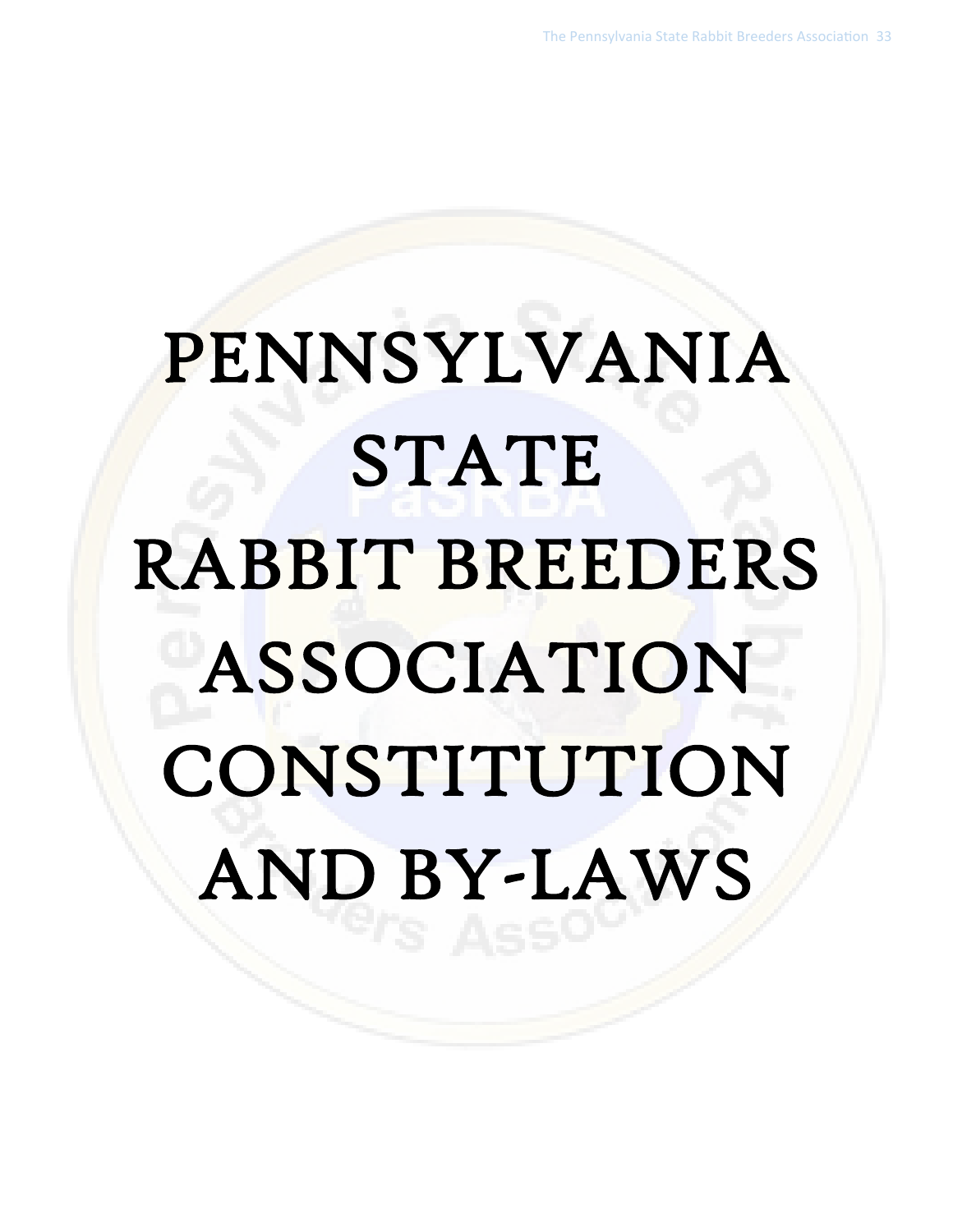# PENNSYLVANIA STATE RABBIT BREEDERS ASSOCIATION CONSTITUTION AND BY-LAWS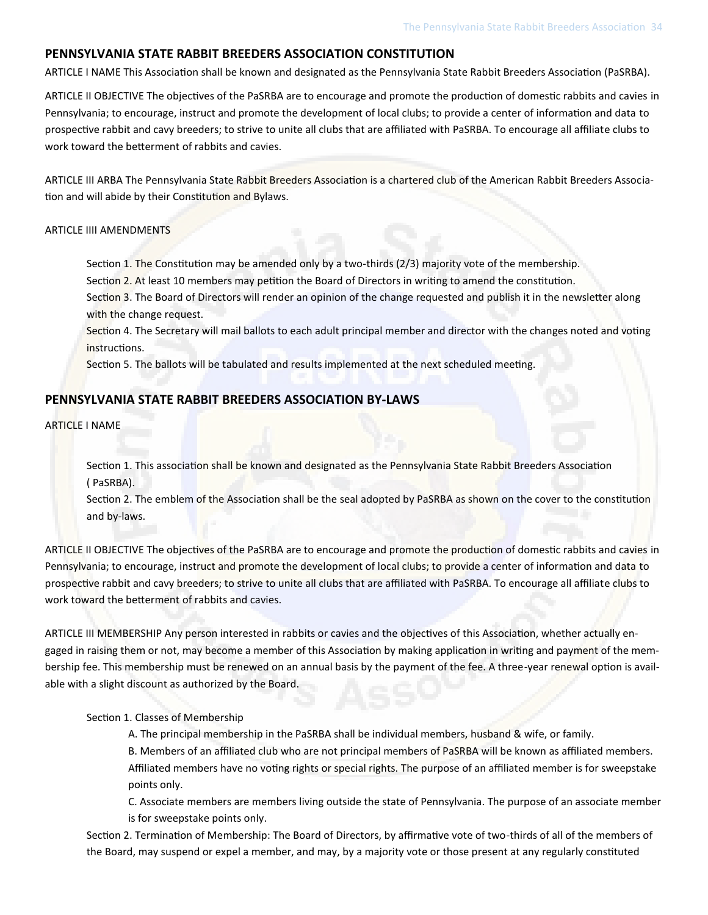## PENNSYLVANIA STATE RABBIT BREEDERS ASSOCIATION CONSTITUTION

ARTICLE I NAME This Association shall be known and designated as the Pennsylvania State Rabbit Breeders Association (PaSRBA).

ARTICLE II OBJECTIVE The objectives of the PaSRBA are to encourage and promote the production of domestic rabbits and cavies in Pennsylvania; to encourage, instruct and promote the development of local clubs; to provide a center of information and data to prospective rabbit and cavy breeders; to strive to unite all clubs that are affiliated with PaSRBA. To encourage all affiliate clubs to work toward the betterment of rabbits and cavies.

ARTICLE III ARBA The Pennsylvania State Rabbit Breeders Association is a chartered club of the American Rabbit Breeders Association and will abide by their Constitution and Bylaws.

ARTICLE IIII AMENDMENTS

Section 1. The Constitution may be amended only by a two-thirds (2/3) majority vote of the membership.
Section 2. At least 10 members may petition the Board of Directors in writing to amend the constitution.
Section 3. The Board of Directors will render an opinion of the change requested and publish it in the newsletter along with the change request.
Section 4. The Secretary will mail ballots to each adult principal member and director with the changes noted and voting instructions.
Section 5. The ballots will be tabulated and results implemented at the next scheduled meeting.

## PENNSYLVANIA STATE RABBIT BREEDERS ASSOCIATION BY-LAWS

ARTICLE I NAME

Section 1. This association shall be known and designated as the Pennsylvania State Rabbit Breeders Association ( PaSRBA).
Section 2. The emblem of the Association shall be the seal adopted by PaSRBA as shown on the cover to the constitution and by-laws.

ARTICLE II OBJECTIVE The objectives of the PaSRBA are to encourage and promote the production of domestic rabbits and cavies in Pennsylvania; to encourage, instruct and promote the development of local clubs; to provide a center of information and data to prospective rabbit and cavy breeders; to strive to unite all clubs that are affiliated with PaSRBA. To encourage all affiliate clubs to work toward the betterment of rabbits and cavies.

ARTICLE III MEMBERSHIP Any person interested in rabbits or cavies and the objectives of this Association, whether actually engaged in raising them or not, may become a member of this Association by making application in writing and payment of the membership fee. This membership must be renewed on an annual basis by the payment of the fee. A three-year renewal option is available with a slight discount as authorized by the Board.

Section 1. Classes of Membership

A. The principal membership in the PaSRBA shall be individual members, husband & wife, or family.

B. Members of an affiliated club who are not principal members of PaSRBA will be known as affiliated members. Affiliated members have no voting rights or special rights. The purpose of an affiliated member is for sweepstake points only.

C. Associate members are members living outside the state of Pennsylvania. The purpose of an associate member is for sweepstake points only.

Section 2. Termination of Membership: The Board of Directors, by affirmative vote of two-thirds of all of the members of the Board, may suspend or expel a member, and may, by a majority vote or those present at any regularly constituted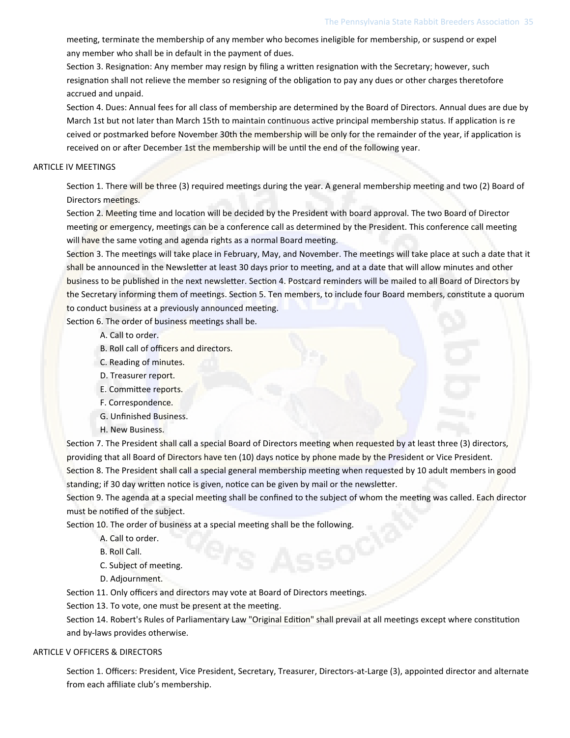meeting, terminate the membership of any member who becomes ineligible for membership, or suspend or expel any member who shall be in default in the payment of dues.

Section 3. Resignation: Any member may resign by filing a written resignation with the Secretary; however, such resignation shall not relieve the member so resigning of the obligation to pay any dues or other charges theretofore accrued and unpaid.

Section 4. Dues: Annual fees for all class of membership are determined by the Board of Directors. Annual dues are due by March 1st but not later than March 15th to maintain continuous active principal membership status. If application is re ceived or postmarked before November 30th the membership will be only for the remainder of the year, if application is received on or after December 1st the membership will be until the end of the following year.

## ARTICLE IV MEETINGS

Section 1. There will be three (3) required meetings during the year. A general membership meeting and two (2) Board of Directors meetings.

Section 2. Meeting time and location will be decided by the President with board approval. The two Board of Director meeting or emergency, meetings can be a conference call as determined by the President. This conference call meeting will have the same voting and agenda rights as a normal Board meeting.

Section 3. The meetings will take place in February, May, and November. The meetings will take place at such a date that it shall be announced in the Newsletter at least 30 days prior to meeting, and at a date that will allow minutes and other business to be published in the next newsletter. Section 4. Postcard reminders will be mailed to all Board of Directors by the Secretary informing them of meetings. Section 5. Ten members, to include four Board members, constitute a quorum to conduct business at a previously announced meeting.

Section 6. The order of business meetings shall be.

A. Call to order.
B. Roll call of officers and directors.
C. Reading of minutes.
D. Treasurer report.
E. Committee reports.
F. Correspondence.
G. Unfinished Business.
H. New Business.

Section 7. The President shall call a special Board of Directors meeting when requested by at least three (3) directors, providing that all Board of Directors have ten (10) days notice by phone made by the President or Vice President.

Section 8. The President shall call a special general membership meeting when requested by 10 adult members in good standing; if 30 day written notice is given, notice can be given by mail or the newsletter.

Section 9. The agenda at a special meeting shall be confined to the subject of whom the meeting was called. Each director must be notified of the subject.

Section 10. The order of business at a special meeting shall be the following.

A. Call to order.
B. Roll Call.
C. Subject of meeting.
D. Adjournment.

Section 11. Only officers and directors may vote at Board of Directors meetings.

Section 13. To vote, one must be present at the meeting.

Section 14. Robert's Rules of Parliamentary Law "Original Edition" shall prevail at all meetings except where constitution and by-laws provides otherwise.

## ARTICLE V OFFICERS & DIRECTORS

Section 1. Officers: President, Vice President, Secretary, Treasurer, Directors-at-Large (3), appointed director and alternate from each affiliate club's membership.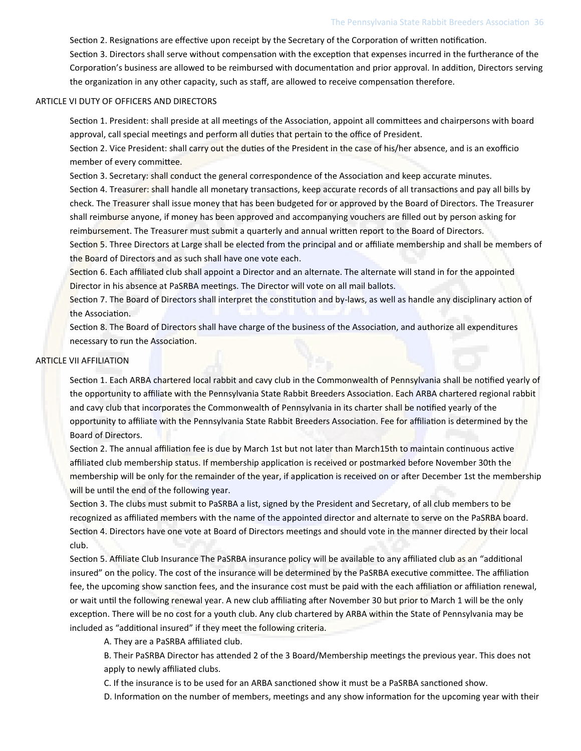Section 2. Resignations are effective upon receipt by the Secretary of the Corporation of written notification.

Section 3. Directors shall serve without compensation with the exception that expenses incurred in the furtherance of the Corporation's business are allowed to be reimbursed with documentation and prior approval. In addition, Directors serving the organization in any other capacity, such as staff, are allowed to receive compensation therefore.

ARTICLE VI DUTY OF OFFICERS AND DIRECTORS

Section 1. President: shall preside at all meetings of the Association, appoint all committees and chairpersons with board approval, call special meetings and perform all duties that pertain to the office of President.

Section 2. Vice President: shall carry out the duties of the President in the case of his/her absence, and is an exofficio member of every committee.

Section 3. Secretary: shall conduct the general correspondence of the Association and keep accurate minutes.

Section 4. Treasurer: shall handle all monetary transactions, keep accurate records of all transactions and pay all bills by check. The Treasurer shall issue money that has been budgeted for or approved by the Board of Directors. The Treasurer shall reimburse anyone, if money has been approved and accompanying vouchers are filled out by person asking for reimbursement. The Treasurer must submit a quarterly and annual written report to the Board of Directors.

Section 5. Three Directors at Large shall be elected from the principal and or affiliate membership and shall be members of the Board of Directors and as such shall have one vote each.

Section 6. Each affiliated club shall appoint a Director and an alternate. The alternate will stand in for the appointed Director in his absence at PaSRBA meetings. The Director will vote on all mail ballots.

Section 7. The Board of Directors shall interpret the constitution and by-laws, as well as handle any disciplinary action of the Association.

Section 8. The Board of Directors shall have charge of the business of the Association, and authorize all expenditures necessary to run the Association.

ARTICLE VII AFFILIATION

Section 1. Each ARBA chartered local rabbit and cavy club in the Commonwealth of Pennsylvania shall be notified yearly of the opportunity to affiliate with the Pennsylvania State Rabbit Breeders Association. Each ARBA chartered regional rabbit and cavy club that incorporates the Commonwealth of Pennsylvania in its charter shall be notified yearly of the opportunity to affiliate with the Pennsylvania State Rabbit Breeders Association. Fee for affiliation is determined by the Board of Directors.

Section 2. The annual affiliation fee is due by March 1st but not later than March15th to maintain continuous active affiliated club membership status. If membership application is received or postmarked before November 30th the membership will be only for the remainder of the year, if application is received on or after December 1st the membership will be until the end of the following year.

Section 3. The clubs must submit to PaSRBA a list, signed by the President and Secretary, of all club members to be recognized as affiliated members with the name of the appointed director and alternate to serve on the PaSRBA board.

Section 4. Directors have one vote at Board of Directors meetings and should vote in the manner directed by their local club.

Section 5. Affiliate Club Insurance The PaSRBA insurance policy will be available to any affiliated club as an "additional insured" on the policy. The cost of the insurance will be determined by the PaSRBA executive committee. The affiliation fee, the upcoming show sanction fees, and the insurance cost must be paid with the each affiliation or affiliation renewal, or wait until the following renewal year. A new club affiliating after November 30 but prior to March 1 will be the only exception. There will be no cost for a youth club. Any club chartered by ARBA within the State of Pensylvania may be included as "additional insured" if they meet the following criteria.

A. They are a PaSRBA affiliated club.

B. Their PaSRBA Director has attended 2 of the 3 Board/Membership meetings the previous year. This does not apply to newly affiliated clubs.

C. If the insurance is to be used for an ARBA sanctioned show it must be a PaSRBA sanctioned show.

D. Information on the number of members, meetings and any show information for the upcoming year with their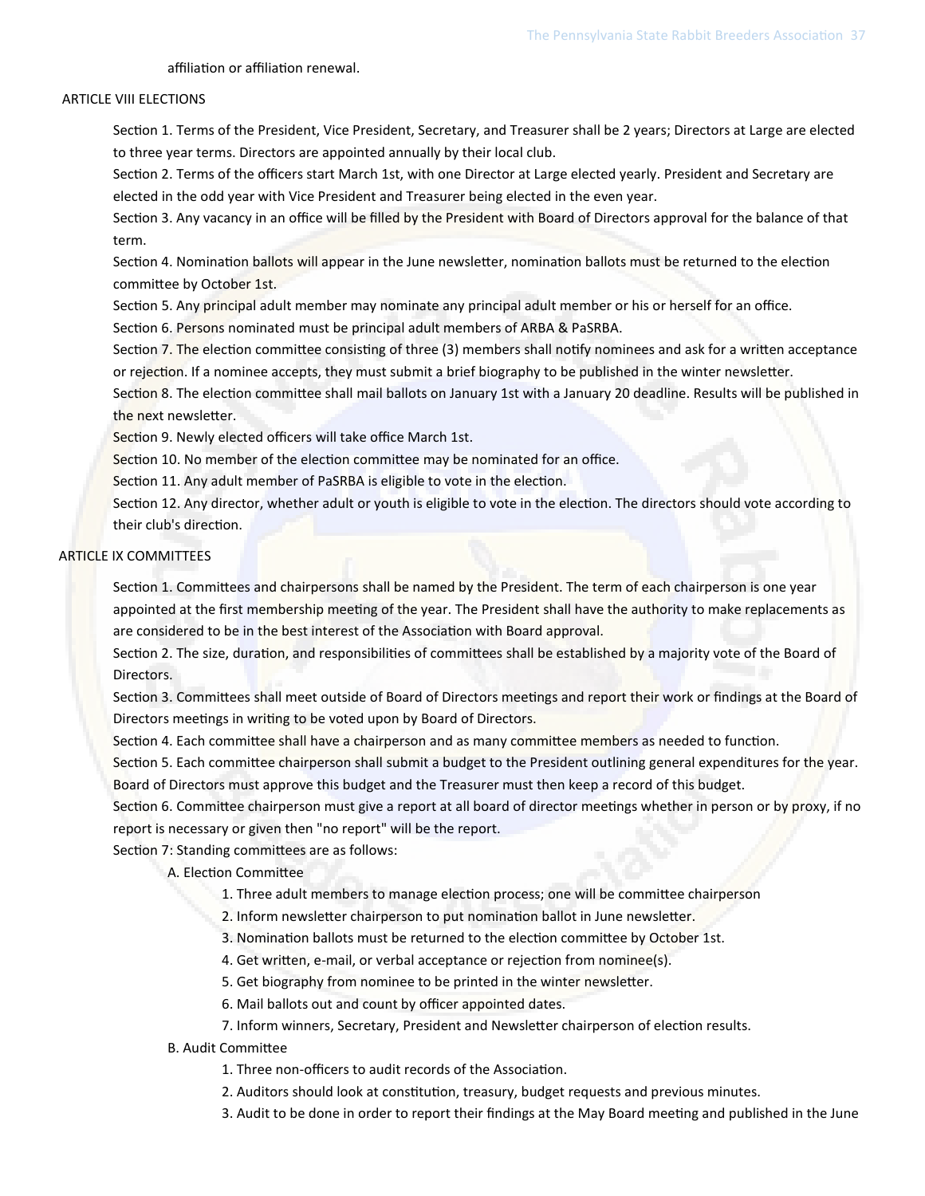affiliation or affiliation renewal.

## ARTICLE VIII ELECTIONS

Section 1. Terms of the President, Vice President, Secretary, and Treasurer shall be 2 years; Directors at Large are elected to three year terms. Directors are appointed annually by their local club.

Section 2. Terms of the officers start March 1st, with one Director at Large elected yearly. President and Secretary are elected in the odd year with Vice President and Treasurer being elected in the even year.

Section 3. Any vacancy in an office will be filled by the President with Board of Directors approval for the balance of that term.

Section 4. Nomination ballots will appear in the June newsletter, nomination ballots must be returned to the election committee by October 1st.

Section 5. Any principal adult member may nominate any principal adult member or his or herself for an office.

Section 6. Persons nominated must be principal adult members of ARBA & PaSRBA.

Section 7. The election committee consisting of three (3) members shall notify nominees and ask for a written acceptance or rejection. If a nominee accepts, they must submit a brief biography to be published in the winter newsletter.

Section 8. The election committee shall mail ballots on January 1st with a January 20 deadline. Results will be published in the next newsletter.

Section 9. Newly elected officers will take office March 1st.

Section 10. No member of the election committee may be nominated for an office.

Section 11. Any adult member of PaSRBA is eligible to vote in the election.

Section 12. Any director, whether adult or youth is eligible to vote in the election. The directors should vote according to their club's direction.

## ARTICLE IX COMMITTEES

Section 1. Committees and chairpersons shall be named by the President. The term of each chairperson is one year appointed at the first membership meeting of the year. The President shall have the authority to make replacements as are considered to be in the best interest of the Association with Board approval.

Section 2. The size, duration, and responsibilities of committees shall be established by a majority vote of the Board of Directors.

Section 3. Committees shall meet outside of Board of Directors meetings and report their work or findings at the Board of Directors meetings in writing to be voted upon by Board of Directors.

Section 4. Each committee shall have a chairperson and as many committee members as needed to function.

Section 5. Each committee chairperson shall submit a budget to the President outlining general expenditures for the year. Board of Directors must approve this budget and the Treasurer must then keep a record of this budget.

Section 6. Committee chairperson must give a report at all board of director meetings whether in person or by proxy, if no report is necessary or given then "no report" will be the report.

Section 7: Standing committees are as follows:

A. Election Committee

1. Three adult members to manage election process; one will be committee chairperson
2. Inform newsletter chairperson to put nomination ballot in June newsletter.
3. Nomination ballots must be returned to the election committee by October 1st.
4. Get written, e-mail, or verbal acceptance or rejection from nominee(s).
5. Get biography from nominee to be printed in the winter newsletter.
6. Mail ballots out and count by officer appointed dates.
7. Inform winners, Secretary, President and Newsletter chairperson of election results.

B. Audit Committee

1. Three non-officers to audit records of the Association.
2. Auditors should look at constitution, treasury, budget requests and previous minutes.
3. Audit to be done in order to report their findings at the May Board meeting and published in the June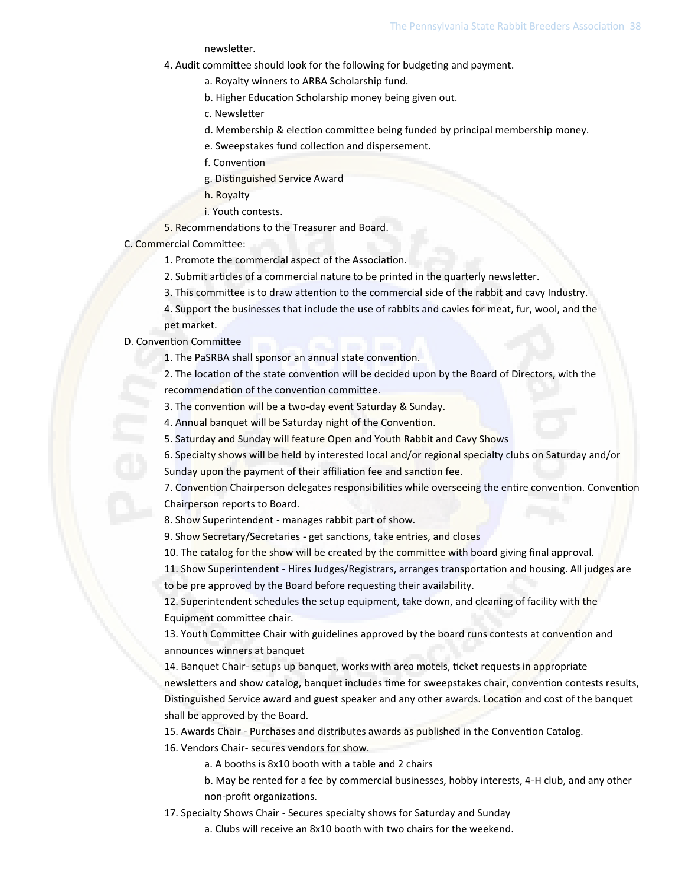newsletter.

4. Audit committee should look for the following for budgeting and payment.
    a. Royalty winners to ARBA Scholarship fund.
    b. Higher Education Scholarship money being given out.
    c. Newsletter
    d. Membership & election committee being funded by principal membership money.
    e. Sweepstakes fund collection and dispersement.
    f. Convention
    g. Distinguished Service Award
    h. Royalty
    i. Youth contests.
5. Recommendations to the Treasurer and Board.

C. Commercial Committee:

1. Promote the commercial aspect of the Association.
2. Submit articles of a commercial nature to be printed in the quarterly newsletter.
3. This committee is to draw attention to the commercial side of the rabbit and cavy Industry.
4. Support the businesses that include the use of rabbits and cavies for meat, fur, wool, and the pet market.

D. Convention Committee

1. The PaSRBA shall sponsor an annual state convention.
2. The location of the state convention will be decided upon by the Board of Directors, with the recommendation of the convention committee.
3. The convention will be a two-day event Saturday & Sunday.
4. Annual banquet will be Saturday night of the Convention.
5. Saturday and Sunday will feature Open and Youth Rabbit and Cavy Shows
6. Specialty shows will be held by interested local and/or regional specialty clubs on Saturday and/or Sunday upon the payment of their affiliation fee and sanction fee.
7. Convention Chairperson delegates responsibilities while overseeing the entire convention. Convention Chairperson reports to Board.
8. Show Superintendent - manages rabbit part of show.
9. Show Secretary/Secretaries - get sanctions, take entries, and closes
10. The catalog for the show will be created by the committee with board giving final approval.
11. Show Superintendent - Hires Judges/Registrars, arranges transportation and housing. All judges are to be pre approved by the Board before requesting their availability.
12. Superintendent schedules the setup equipment, take down, and cleaning of facility with the Equipment committee chair.
13. Youth Committee Chair with guidelines approved by the board runs contests at convention and announces winners at banquet
14. Banquet Chair- setups up banquet, works with area motels, ticket requests in appropriate newsletters and show catalog, banquet includes time for sweepstakes chair, convention contests results, Distinguished Service award and guest speaker and any other awards. Location and cost of the banquet shall be approved by the Board.
15. Awards Chair - Purchases and distributes awards as published in the Convention Catalog.
16. Vendors Chair- secures vendors for show.
    a. A booths is 8x10 booth with a table and 2 chairs
    b. May be rented for a fee by commercial businesses, hobby interests, 4-H club, and any other non-profit organizations.
17. Specialty Shows Chair - Secures specialty shows for Saturday and Sunday
    a. Clubs will receive an 8x10 booth with two chairs for the weekend.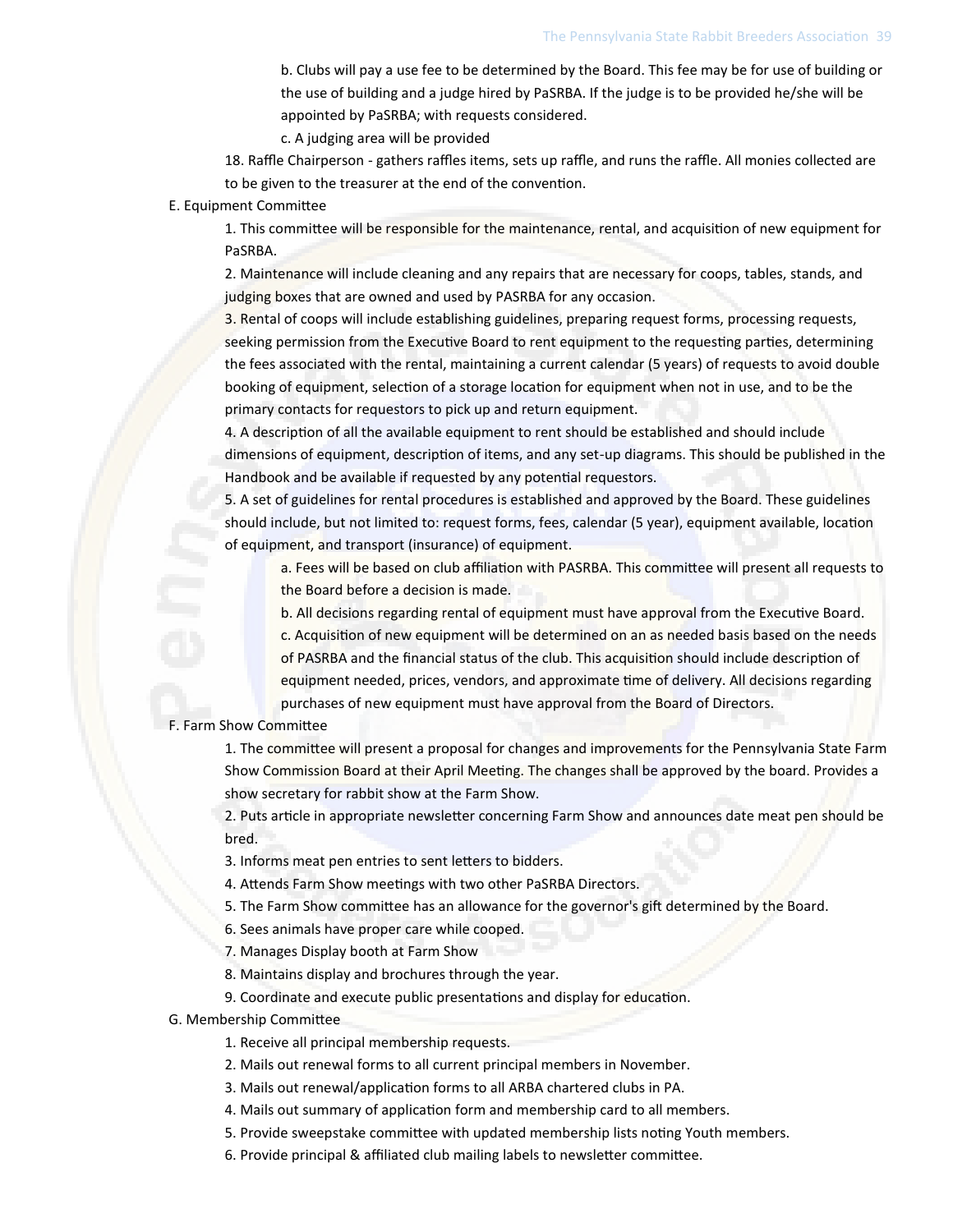b. Clubs will pay a use fee to be determined by the Board. This fee may be for use of building or the use of building and a judge hired by PaSRBA. If the judge is to be provided he/she will be appointed by PaSRBA; with requests considered.

c. A judging area will be provided

18. Raffle Chairperson - gathers raffles items, sets up raffle, and runs the raffle. All monies collected are to be given to the treasurer at the end of the convention.

E. Equipment Committee

1. This committee will be responsible for the maintenance, rental, and acquisition of new equipment for PaSRBA.

2. Maintenance will include cleaning and any repairs that are necessary for coops, tables, stands, and judging boxes that are owned and used by PASRBA for any occasion.

3. Rental of coops will include establishing guidelines, preparing request forms, processing requests, seeking permission from the Executive Board to rent equipment to the requesting parties, determining the fees associated with the rental, maintaining a current calendar (5 years) of requests to avoid double booking of equipment, selection of a storage location for equipment when not in use, and to be the primary contacts for requestors to pick up and return equipment.

4. A description of all the available equipment to rent should be established and should include dimensions of equipment, description of items, and any set-up diagrams. This should be published in the Handbook and be available if requested by any potential requestors.

5. A set of guidelines for rental procedures is established and approved by the Board. These guidelines should include, but not limited to: request forms, fees, calendar (5 year), equipment available, location of equipment, and transport (insurance) of equipment.

a. Fees will be based on club affiliation with PASRBA. This committee will present all requests to the Board before a decision is made.

b. All decisions regarding rental of equipment must have approval from the Executive Board.

c. Acquisition of new equipment will be determined on an as needed basis based on the needs of PASRBA and the financial status of the club. This acquisition should include description of equipment needed, prices, vendors, and approximate time of delivery. All decisions regarding purchases of new equipment must have approval from the Board of Directors.

F. Farm Show Committee

1. The committee will present a proposal for changes and improvements for the Pennsylvania State Farm Show Commission Board at their April Meeting. The changes shall be approved by the board. Provides a show secretary for rabbit show at the Farm Show.

2. Puts article in appropriate newsletter concerning Farm Show and announces date meat pen should be bred.

3. Informs meat pen entries to sent letters to bidders.

4. Attends Farm Show meetings with two other PaSRBA Directors.

5. The Farm Show committee has an allowance for the governor's gift determined by the Board.

6. Sees animals have proper care while cooped.

7. Manages Display booth at Farm Show

8. Maintains display and brochures through the year.

9. Coordinate and execute public presentations and display for education.

G. Membership Committee

1. Receive all principal membership requests.

2. Mails out renewal forms to all current principal members in November.

3. Mails out renewal/application forms to all ARBA chartered clubs in PA.

4. Mails out summary of application form and membership card to all members.

5. Provide sweepstake committee with updated membership lists noting Youth members.

6. Provide principal & affiliated club mailing labels to newsletter committee.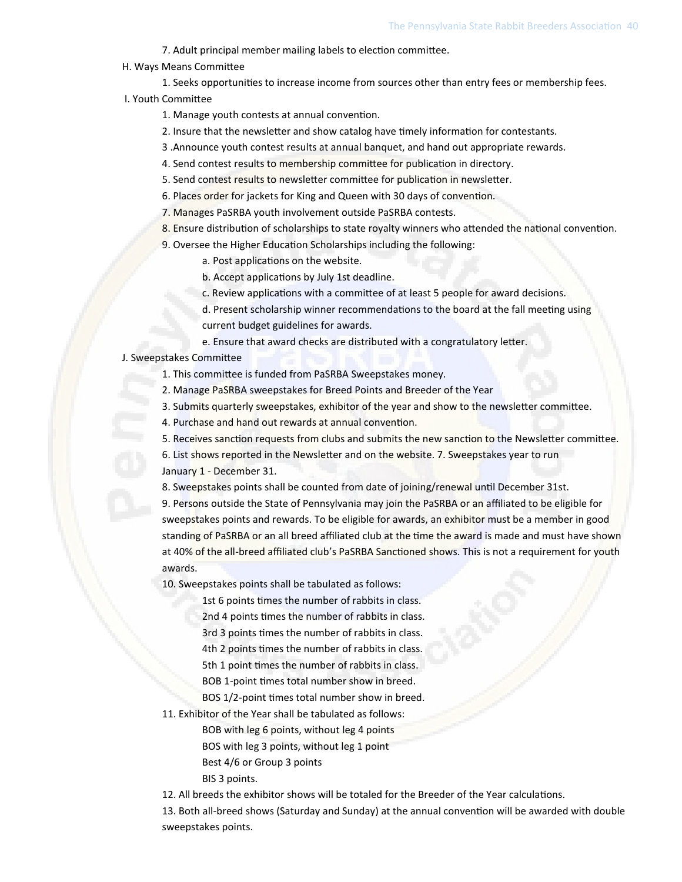7. Adult principal member mailing labels to election committee.

H. Ways Means Committee

1. Seeks opportunities to increase income from sources other than entry fees or membership fees.

I. Youth Committee

1. Manage youth contests at annual convention.
2. Insure that the newsletter and show catalog have timely information for contestants.
3. Announce youth contest results at annual banquet, and hand out appropriate rewards.
4. Send contest results to membership committee for publication in directory.
5. Send contest results to newsletter committee for publication in newsletter.
6. Places order for jackets for King and Queen with 30 days of convention.
7. Manages PaSRBA youth involvement outside PaSRBA contests.
8. Ensure distribution of scholarships to state royalty winners who attended the national convention.
9. Oversee the Higher Education Scholarships including the following:
   - a. Post applications on the website.
   - b. Accept applications by July 1st deadline.
   - c. Review applications with a committee of at least 5 people for award decisions.
   - d. Present scholarship winner recommendations to the board at the fall meeting using current budget guidelines for awards.
   - e. Ensure that award checks are distributed with a congratulatory letter.

J. Sweepstakes Committee

1. This committee is funded from PaSRBA Sweepstakes money.
2. Manage PaSRBA sweepstakes for Breed Points and Breeder of the Year
3. Submits quarterly sweepstakes, exhibitor of the year and show to the newsletter committee.
4. Purchase and hand out rewards at annual convention.
5. Receives sanction requests from clubs and submits the new sanction to the Newsletter committee.
6. List shows reported in the Newsletter and on the website.
7. Sweepstakes year to run January 1 - December 31.
8. Sweepstakes points shall be counted from date of joining/renewal until December 31st.
9. Persons outside the State of Pennsylvania may join the PaSRBA or an affiliated to be eligible for sweepstakes points and rewards. To be eligible for awards, an exhibitor must be a member in good standing of PaSRBA or an all breed affiliated club at the time the award is made and must have shown at 40% of the all-breed affiliated club's PaSRBA Sanctioned shows. This is not a requirement for youth awards.
10. Sweepstakes points shall be tabulated as follows:
    - 1st 6 points times the number of rabbits in class.
    - 2nd 4 points times the number of rabbits in class.
    - 3rd 3 points times the number of rabbits in class.
    - 4th 2 points times the number of rabbits in class.
    - 5th 1 point times the number of rabbits in class.
    - BOB 1-point times total number show in breed.
    - BOS 1/2-point times total number show in breed.
11. Exhibitor of the Year shall be tabulated as follows:
    - BOB with leg 6 points, without leg 4 points
    - BOS with leg 3 points, without leg 1 point
    - Best 4/6 or Group 3 points
    - BIS 3 points.
12. All breeds the exhibitor shows will be totaled for the Breeder of the Year calculations.
13. Both all-breed shows (Saturday and Sunday) at the annual convention will be awarded with double sweepstakes points.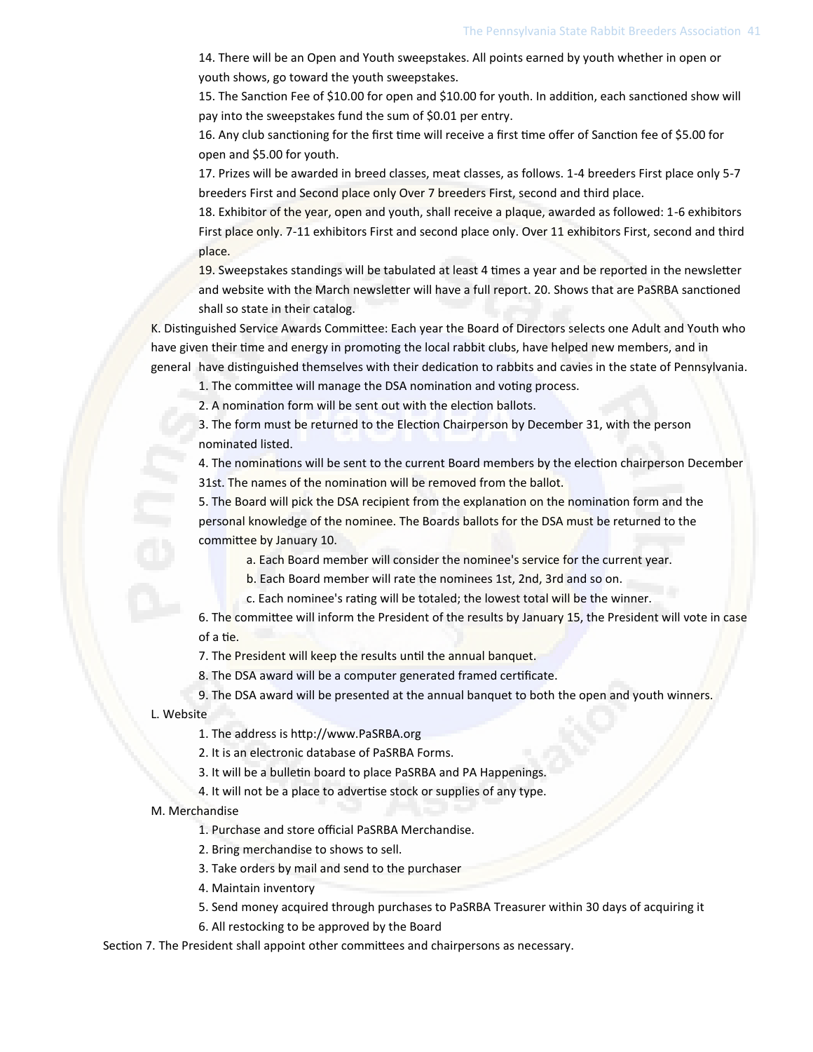14. There will be an Open and Youth sweepstakes. All points earned by youth whether in open or youth shows, go toward the youth sweepstakes.

15. The Sanction Fee of $10.00 for open and $10.00 for youth. In addition, each sanctioned show will pay into the sweepstakes fund the sum of $0.01 per entry.

16. Any club sanctioning for the first time will receive a first time offer of Sanction fee of $5.00 for open and $5.00 for youth.

17. Prizes will be awarded in breed classes, meat classes, as follows. 1-4 breeders First place only 5-7 breeders First and Second place only Over 7 breeders First, second and third place.

18. Exhibitor of the year, open and youth, shall receive a plaque, awarded as followed: 1-6 exhibitors First place only. 7-11 exhibitors First and second place only. Over 11 exhibitors First, second and third place.

19. Sweepstakes standings will be tabulated at least 4 times a year and be reported in the newsletter and website with the March newsletter will have a full report. 20. Shows that are PaSRBA sanctioned shall so state in their catalog.

K. Distinguished Service Awards Committee: Each year the Board of Directors selects one Adult and Youth who have given their time and energy in promoting the local rabbit clubs, have helped new members, and in general have distinguished themselves with their dedication to rabbits and cavies in the state of Pennsylvania.

1. The committee will manage the DSA nomination and voting process.
2. A nomination form will be sent out with the election ballots.
3. The form must be returned to the Election Chairperson by December 31, with the person nominated listed.
4. The nominations will be sent to the current Board members by the election chairperson December 31st. The names of the nomination will be removed from the ballot.
5. The Board will pick the DSA recipient from the explanation on the nomination form and the personal knowledge of the nominee. The Boards ballots for the DSA must be returned to the committee by January 10.
   a. Each Board member will consider the nominee's service for the current year.
   b. Each Board member will rate the nominees 1st, 2nd, 3rd and so on.
   c. Each nominee's rating will be totaled; the lowest total will be the winner.
6. The committee will inform the President of the results by January 15, the President will vote in case of a tie.
7. The President will keep the results until the annual banquet.
8. The DSA award will be a computer generated framed certificate.
9. The DSA award will be presented at the annual banquet to both the open and youth winners.

L. Website

1. The address is http://www.PaSRBA.org
2. It is an electronic database of PaSRBA Forms.
3. It will be a bulletin board to place PaSRBA and PA Happenings.
4. It will not be a place to advertise stock or supplies of any type.

M. Merchandise

1. Purchase and store official PaSRBA Merchandise.
2. Bring merchandise to shows to sell.
3. Take orders by mail and send to the purchaser
4. Maintain inventory
5. Send money acquired through purchases to PaSRBA Treasurer within 30 days of acquiring it
6. All restocking to be approved by the Board

Section 7. The President shall appoint other committees and chairpersons as necessary.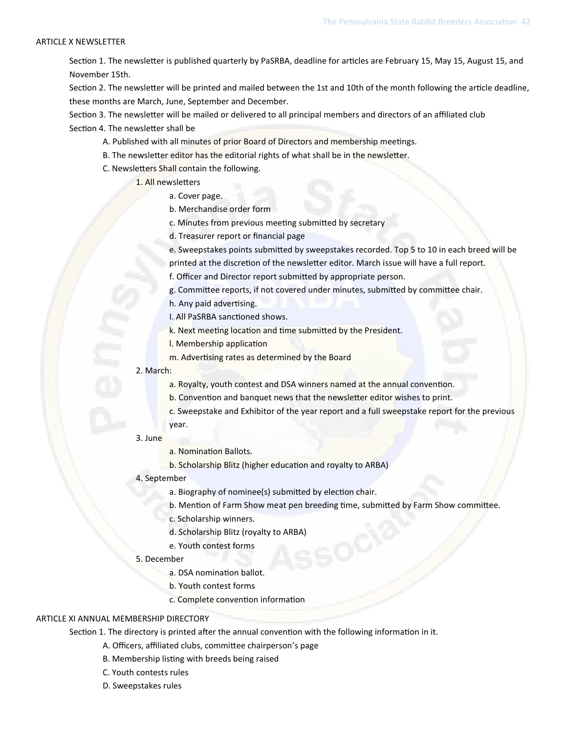ARTICLE X NEWSLETTER

Section 1. The newsletter is published quarterly by PaSRBA, deadline for articles are February 15, May 15, August 15, and November 15th.

Section 2. The newsletter will be printed and mailed between the 1st and 10th of the month following the article deadline, these months are March, June, September and December.

Section 3. The newsletter will be mailed or delivered to all principal members and directors of an affiliated club

Section 4. The newsletter shall be

- A. Published with all minutes of prior Board of Directors and membership meetings.
- B. The newsletter editor has the editorial rights of what shall be in the newsletter.
- C. Newsletters Shall contain the following.
  1. All newsletters
     - a. Cover page.
     - b. Merchandise order form
     - c. Minutes from previous meeting submitted by secretary
     - d. Treasurer report or financial page
     - e. Sweepstakes points submitted by sweepstakes recorded. Top 5 to 10 in each breed will be printed at the discretion of the newsletter editor. March issue will have a full report.
     - f. Officer and Director report submitted by appropriate person.
     - g. Committee reports, if not covered under minutes, submitted by committee chair.
     - h. Any paid advertising.
     - I. All PaSRBA sanctioned shows.
     - k. Next meeting location and time submitted by the President.
     - l. Membership application
     - m. Advertising rates as determined by the Board
  2. March:
     - a. Royalty, youth contest and DSA winners named at the annual convention.
     - b. Convention and banquet news that the newsletter editor wishes to print.
     - c. Sweepstake and Exhibitor of the year report and a full sweepstake report for the previous year.
  3. June
     - a. Nomination Ballots.
     - b. Scholarship Blitz (higher education and royalty to ARBA)
  4. September
     - a. Biography of nominee(s) submitted by election chair.
     - b. Mention of Farm Show meat pen breeding time, submitted by Farm Show committee.
     - c. Scholarship winners.
     - d. Scholarship Blitz (royalty to ARBA)
     - e. Youth contest forms
  5. December
     - a. DSA nomination ballot.
     - b. Youth contest forms
     - c. Complete convention information

ARTICLE XI ANNUAL MEMBERSHIP DIRECTORY

Section 1. The directory is printed after the annual convention with the following information in it.

- A. Officers, affiliated clubs, committee chairperson's page
- B. Membership listing with breeds being raised
- C. Youth contests rules
- D. Sweepstakes rules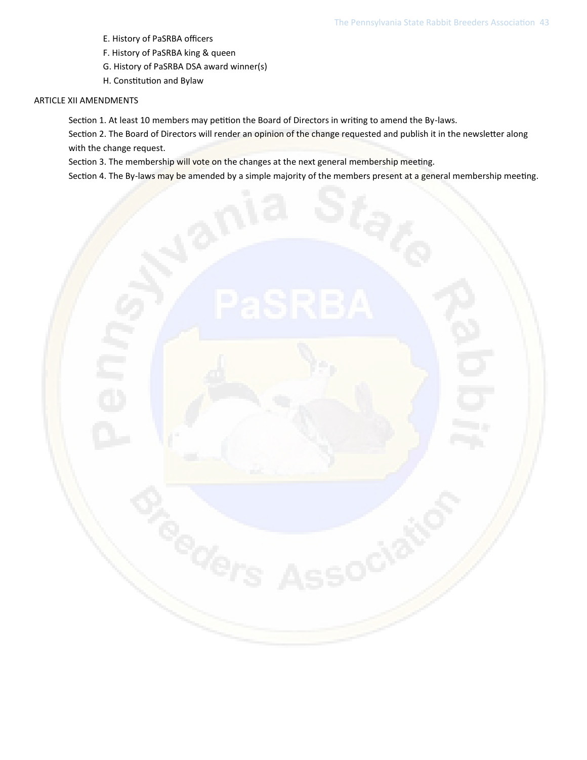E. History of PaSRBA officers

F. History of PaSRBA king & queen

G. History of PaSRBA DSA award winner(s)

H. Constitution and Bylaw

ARTICLE XII AMENDMENTS

Section 1. At least 10 members may petition the Board of Directors in writing to amend the By-laws.

Section 2. The Board of Directors will render an opinion of the change requested and publish it in the newsletter along with the change request.

Section 3. The membership will vote on the changes at the next general membership meeting.

Section 4. The By-laws may be amended by a simple majority of the members present at a general membership meeting.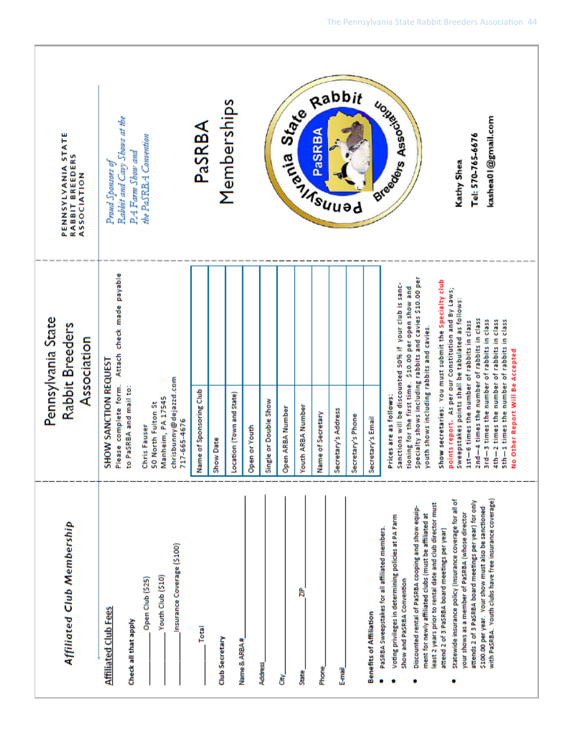## Affiliated Club Membership

**Affiliated Club Fees**

**Check all that apply**

_______ Open Club ($25)

_______ Youth Club ($10)

_______ Insurance Coverage ($100)

_______ Total

**Club Secretary**

Name & ARBA # ____________________

Address ____________________

City ____________________

State __________ ZIP __________

Phone ____________________

E-mail ____________________

**Benefits of Affiliation**

- PaSRBA Sweepstakes for all affiliated members.
- Voting privileges in determining policies at PA Farm Show and PaSRBA Convention
- Discounted rental of PaSRBA cooping and show equipment for newly affiliated clubs (must be affiliated at least 2 years prior to rental date and club director must attend 2 of 3 PaSRBA board meetings per year)
- Statewide insurance policy (Insurance coverage for all of your shows as a member of PaSRBA (whose director attends 2 of 3 PaSRBA board meetings per year) for only $100.00 per year. Your show must also be sanctioned with PaSRBA. Youth clubs have free insurance coverage)

---

# Pennsylvania State Rabbit Breeders Association

**SHOW SANCTION REQUEST**

Please complete form. Attach check made payable to PaSRBA and mail to:

Chris Fauser
50 North Fulton St
Manheim, PA 17545
chrisbunny@dejazzd.com
717-665-4676

| | |
|---|---|
| Name of Sponsoring Club | |
| Show Date | |
| Location (Town and State) | |
| Open or Youth | |
| Single or Double Show | |
| Open ARBA Number | |
| Youth ARBA Number | |
| Name of Secretary | |
| Secretary's Address | |
| Secretary's Phone | |
| Secretary's Email | |

Prices are as follows:
Sanctions will be discounted 50% if your club is sanctioning for the first time. $10.00 per open show and Specialty shows including rabbits and cavies $10.00 per youth shows including rabbits and cavies.

Show secretaries: You must submit the Specialty club points report. As per our Constitution and By Laws; Sweepstakes points shall be tabulated as follows:

1st—6 times the number of rabbits in class
2nd—4 times the number of rabbits in class
3rd—3 times the number of rabbits in class
4th—2 times the number of rabbits in class
5th—1 times the number of rabbits in class

**No Other Report Will Be Accepted**

---

PENNSYLVANIA STATE RABBIT BREEDERS ASSOCIATION

*Proud Sponsors of Rabbit and Cavy Shows at the PA Farm Show and the PaSRBA Convention*

# PaSRBA Memberships

Pennsylvania State Rabbit Breeders Association — PaSRBA

**Kathy Shea**
**Tel: 570-765-6676**
**kashea01@gmail.com**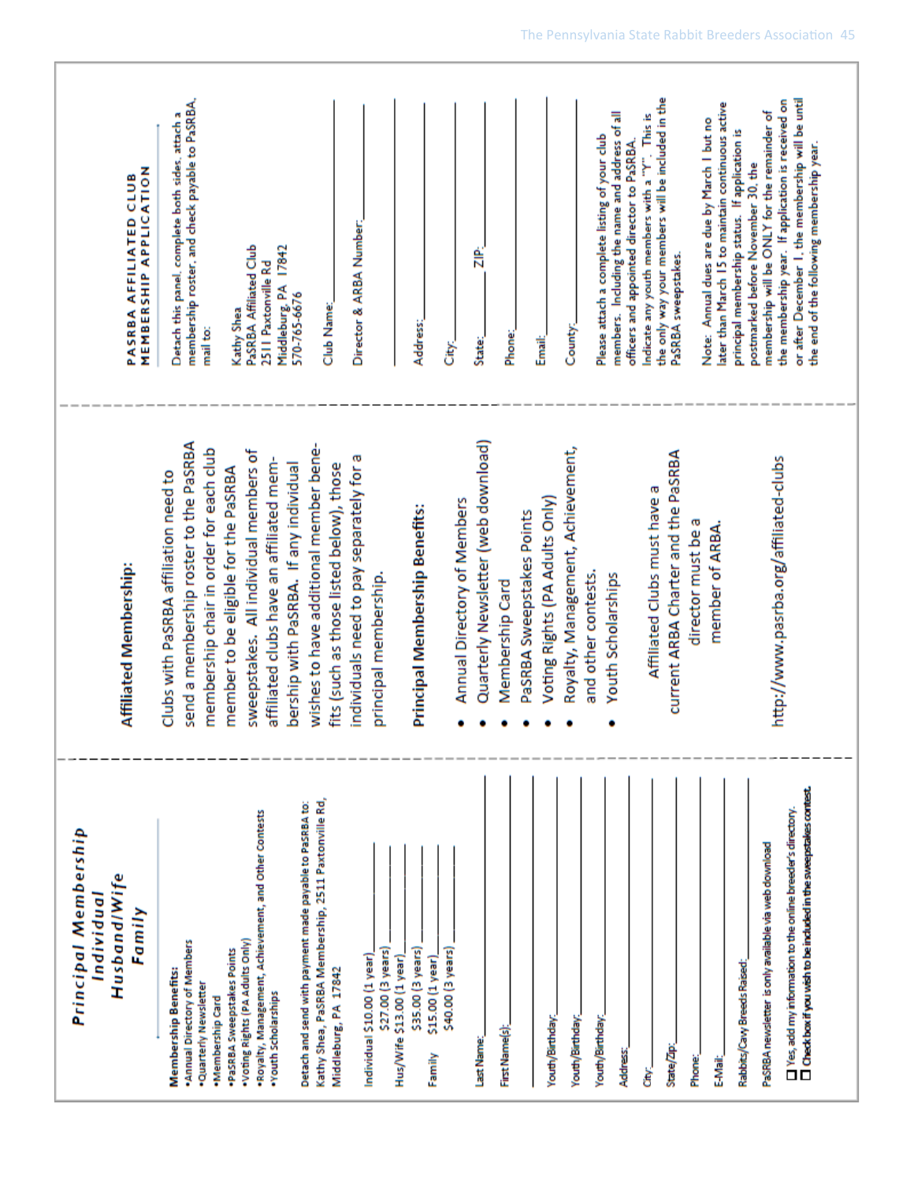## *Principal Membership*
### *Individual*
### *Husband/Wife*
### *Family*

**Membership Benefits:**
- Annual Directory of Members
- Quarterly Newsletter
- Membership Card
- PaSRBA Sweepstakes Points
- Voting Rights (PA Adults Only)
- Royalty, Management, Achievement, and Other Contests
- Youth Scholarships

Detach and send with payment made payable to PaSRBA to: Kathy Shea, PaSRBA Membership, 2511 Paxtonville Rd, Middleburg, PA 17842

Individual $10.00 (1 year) ______
$27.00 (3 years) ______
Hus/Wife $13.00 (1 year) ______
$35.00 (3 years) ______
Family $15.00 (1 year) ______
$40.00 (3 years) ______

Last Name: ______

First Name(s): ______

______

Youth/Birthday: ______

Youth/Birthday: ______

Youth/Birthday: ______

Address: ______

City: ______

State/Zip: ______

Phone: ______

E-Mail: ______

Rabbits/Cavy Breeds Raised: ______

PaSRBA newsletter is only available via web download

☐ Yes, add my information to the online breeder's directory.

☐ **Check box if you wish to be included in the sweepstakes contest.**

---

## Affiliated Membership:

Clubs with PaSRBA affiliation need to send a membership roster to the PaSRBA membership chair in order for each club member to be eligible for the PaSRBA sweepstakes. All individual members of affiliated clubs have an affiliated membership with PaSRBA. If any individual wishes to have additional member benefits (such as those listed below), those individuals need to pay separately for a principal membership.

**Principal Membership Benefits:**

- Annual Directory of Members
- Quarterly Newsletter (web download)
- Membership Card
- PaSRBA Sweepstakes Points
- Voting Rights (PA Adults Only)
- Royalty, Management, Achievement, and other contests.
- Youth Scholarships

Affiliated Clubs must have a current ARBA Charter and the PaSRBA director must be a member of ARBA.

http://www.pasrba.org/affiliated-clubs

---

## PASRBA AFFILIATED CLUB MEMBERSHIP APPLICATION

Detach this panel, complete both sides, attach a membership roster, and check payable to PaSRBA, mail to:

Kathy Shea
PaSRBA Affiliated Club
2511 Paxtonville Rd
Middleburg, PA 17842
570-765-6676

Club Name: ______

Director & ARBA Number: ______

______

Address: ______

City: ______

State: ______ ZIP: ______

Phone: ______

Email: ______

County: ______

Please attach a complete listing of your club members. Including the name and address of all officers and appointed director to PaSRBA. Indicate any youth members with a "Y". This is the only way your members will be included in the PaSRBA sweepstakes.

Note: Annual dues are due by March 1 but no later than March 15 to maintain continuous active principal membership status. If application is postmarked before November 30, the membership will be ONLY for the remainder of the membership year. If application is received on or after December 1, the membership will be until the end of the following membership year.